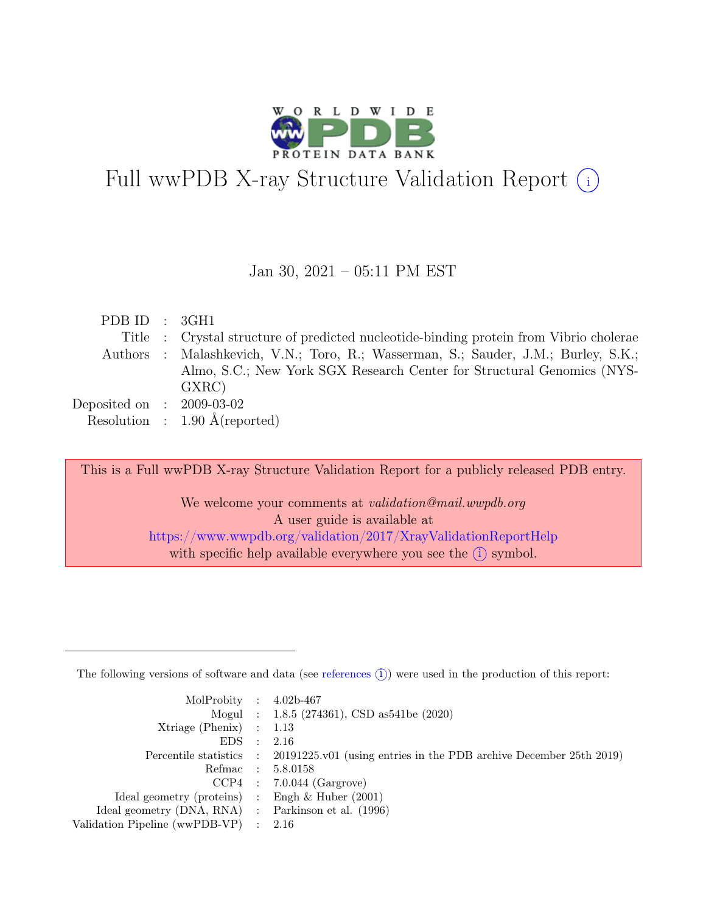# Full wwPDB X-ray Structure Validation Report (i)

Jan 30, 2021 – 05:11 PM EST

| | | |
|---|---|---|
| PDB ID | : | 3GH1 |
| Title | : | Crystal structure of predicted nucleotide-binding protein from Vibrio cholerae |
| Authors | : | Malashkevich, V.N.; Toro, R.; Wasserman, S.; Sauder, J.M.; Burley, S.K.; Almo, S.C.; New York SGX Research Center for Structural Genomics (NYSGXRC) |
| Deposited on | : | 2009-03-02 |
| Resolution | : | 1.90 Å(reported) |

This is a Full wwPDB X-ray Structure Validation Report for a publicly released PDB entry.

We welcome your comments at *validation@mail.wwpdb.org*
A user guide is available at
https://www.wwpdb.org/validation/2017/XrayValidationReportHelp
with specific help available everywhere you see the (i) symbol.

---

The following versions of software and data (see references (i)) were used in the production of this report:

| | | |
|---|---|---|
| MolProbity | : | 4.02b-467 |
| Mogul | : | 1.8.5 (274361), CSD as541be (2020) |
| Xtriage (Phenix) | : | 1.13 |
| EDS | : | 2.16 |
| Percentile statistics | : | 20191225.v01 (using entries in the PDB archive December 25th 2019) |
| Refmac | : | 5.8.0158 |
| CCP4 | : | 7.0.044 (Gargrove) |
| Ideal geometry (proteins) | : | Engh & Huber (2001) |
| Ideal geometry (DNA, RNA) | : | Parkinson et al. (1996) |
| Validation Pipeline (wwPDB-VP) | : | 2.16 |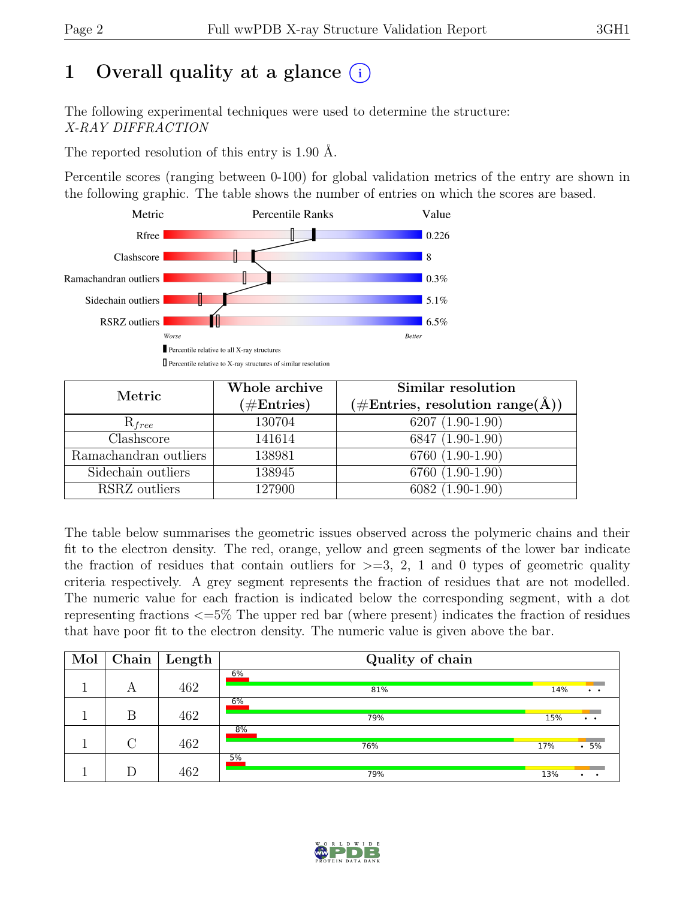# 1 Overall quality at a glance (i)

The following experimental techniques were used to determine the structure:
*X-RAY DIFFRACTION*

The reported resolution of this entry is 1.90 Å.

Percentile scores (ranging between 0-100) for global validation metrics of the entry are shown in the following graphic. The table shows the number of entries on which the scores are based.

| Metric | Value |
|---|---|
| Rfree | 0.226 |
| Clashscore | 8 |
| Ramachandran outliers | 0.3% |
| Sidechain outliers | 5.1% |
| RSRZ outliers | 6.5% |

Worse — Better

■ Percentile relative to all X-ray structures
□ Percentile relative to X-ray structures of similar resolution

| Metric | Whole archive (#Entries) | Similar resolution (#Entries, resolution range(Å)) |
|---|---|---|
| $R_{free}$ | 130704 | 6207 (1.90-1.90) |
| Clashscore | 141614 | 6847 (1.90-1.90) |
| Ramachandran outliers | 138981 | 6760 (1.90-1.90) |
| Sidechain outliers | 138945 | 6760 (1.90-1.90) |
| RSRZ outliers | 127900 | 6082 (1.90-1.90) |

The table below summarises the geometric issues observed across the polymeric chains and their fit to the electron density. The red, orange, yellow and green segments of the lower bar indicate the fraction of residues that contain outliers for >=3, 2, 1 and 0 types of geometric quality criteria respectively. A grey segment represents the fraction of residues that are not modelled. The numeric value for each fraction is indicated below the corresponding segment, with a dot representing fractions <=5% The upper red bar (where present) indicates the fraction of residues that have poor fit to the electron density. The numeric value is given above the bar.

| Mol | Chain | Length | Quality of chain |
|---|---|---|---|
| 1 | A | 462 | 6% / 81% · 14% · • • |
| 1 | B | 462 | 6% / 79% · 15% · • • |
| 1 | C | 462 | 8% / 76% · 17% · • 5% |
| 1 | D | 462 | 5% / 79% · 13% · • • |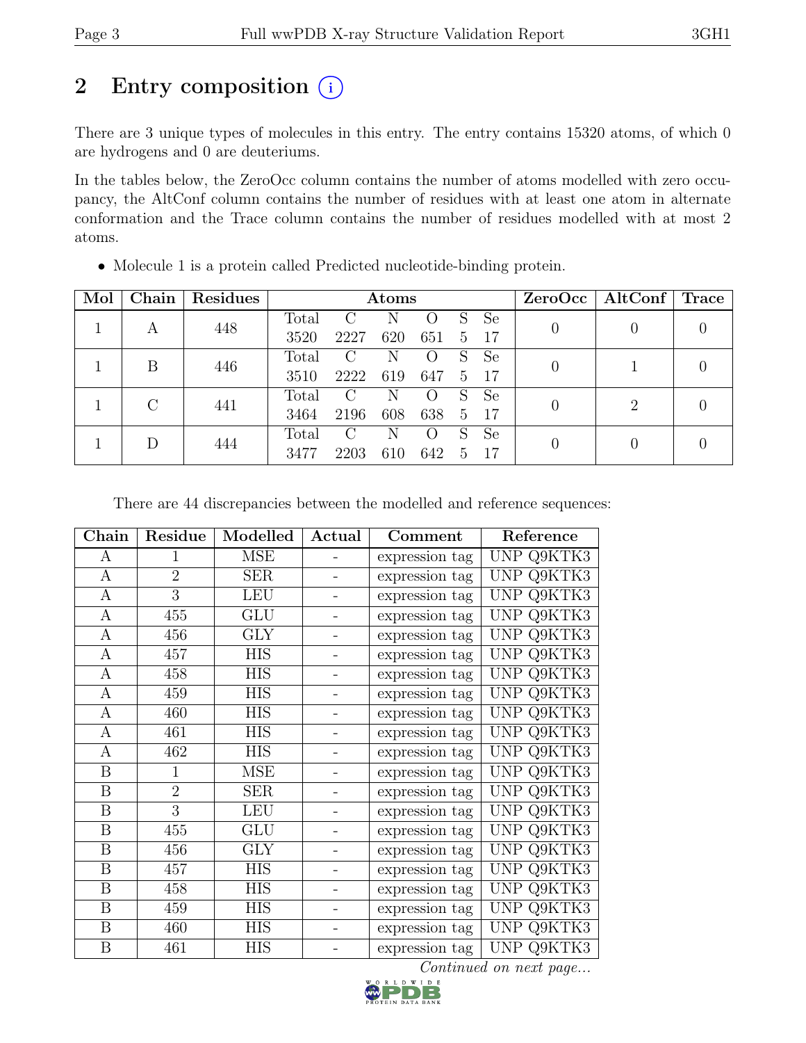# 2 Entry composition (i)

There are 3 unique types of molecules in this entry. The entry contains 15320 atoms, of which 0 are hydrogens and 0 are deuteriums.

In the tables below, the ZeroOcc column contains the number of atoms modelled with zero occupancy, the AltConf column contains the number of residues with at least one atom in alternate conformation and the Trace column contains the number of residues modelled with at most 2 atoms.

- Molecule 1 is a protein called Predicted nucleotide-binding protein.

| Mol | Chain | Residues | Atoms | | | | | | ZeroOcc | AltConf | Trace |
|---|---|---|---|---|---|---|---|---|---|---|---|
| 1 | A | 448 | Total 3520 | C 2227 | N 620 | O 651 | S 5 | Se 17 | 0 | 0 | 0 |
| 1 | B | 446 | Total 3510 | C 2222 | N 619 | O 647 | S 5 | Se 17 | 0 | 1 | 0 |
| 1 | C | 441 | Total 3464 | C 2196 | N 608 | O 638 | S 5 | Se 17 | 0 | 2 | 0 |
| 1 | D | 444 | Total 3477 | C 2203 | N 610 | O 642 | S 5 | Se 17 | 0 | 0 | 0 |

There are 44 discrepancies between the modelled and reference sequences:

| Chain | Residue | Modelled | Actual | Comment | Reference |
|---|---|---|---|---|---|
| A | 1 | MSE | - | expression tag | UNP Q9KTK3 |
| A | 2 | SER | - | expression tag | UNP Q9KTK3 |
| A | 3 | LEU | - | expression tag | UNP Q9KTK3 |
| A | 455 | GLU | - | expression tag | UNP Q9KTK3 |
| A | 456 | GLY | - | expression tag | UNP Q9KTK3 |
| A | 457 | HIS | - | expression tag | UNP Q9KTK3 |
| A | 458 | HIS | - | expression tag | UNP Q9KTK3 |
| A | 459 | HIS | - | expression tag | UNP Q9KTK3 |
| A | 460 | HIS | - | expression tag | UNP Q9KTK3 |
| A | 461 | HIS | - | expression tag | UNP Q9KTK3 |
| A | 462 | HIS | - | expression tag | UNP Q9KTK3 |
| B | 1 | MSE | - | expression tag | UNP Q9KTK3 |
| B | 2 | SER | - | expression tag | UNP Q9KTK3 |
| B | 3 | LEU | - | expression tag | UNP Q9KTK3 |
| B | 455 | GLU | - | expression tag | UNP Q9KTK3 |
| B | 456 | GLY | - | expression tag | UNP Q9KTK3 |
| B | 457 | HIS | - | expression tag | UNP Q9KTK3 |
| B | 458 | HIS | - | expression tag | UNP Q9KTK3 |
| B | 459 | HIS | - | expression tag | UNP Q9KTK3 |
| B | 460 | HIS | - | expression tag | UNP Q9KTK3 |
| B | 461 | HIS | - | expression tag | UNP Q9KTK3 |

*Continued on next page...*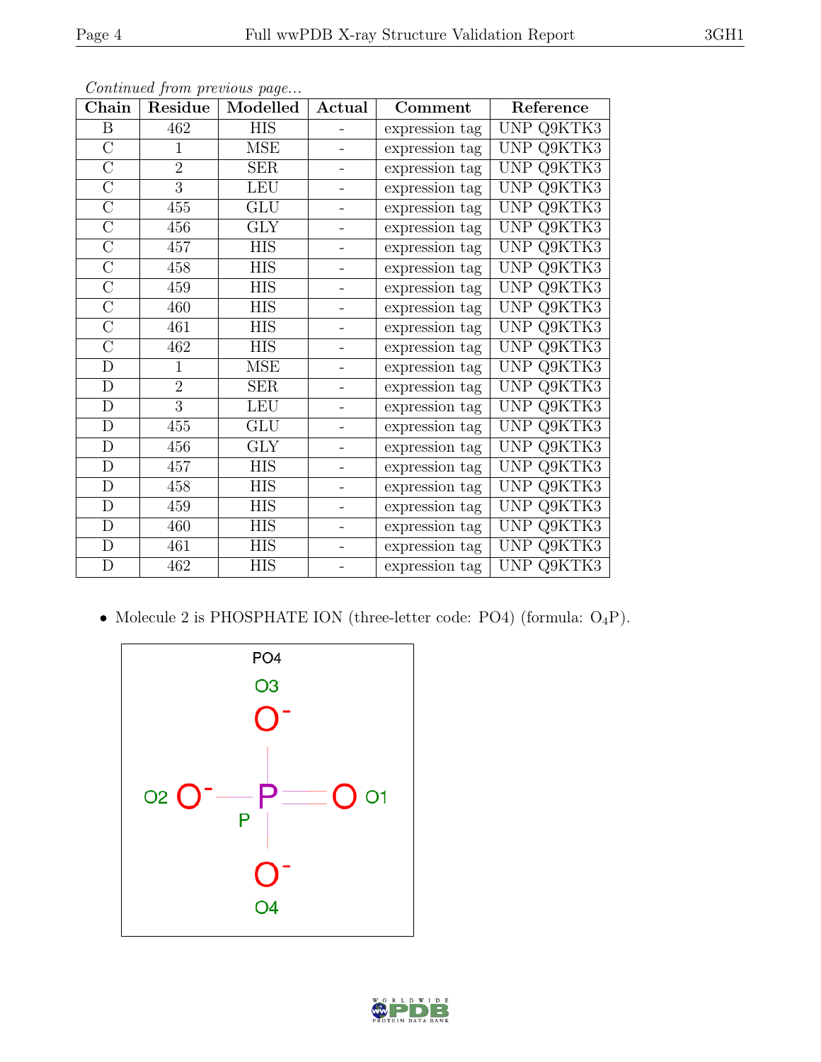*Continued from previous page...*

| Chain | Residue | Modelled | Actual | Comment | Reference |
|---|---|---|---|---|---|
| B | 462 | HIS | - | expression tag | UNP Q9KTK3 |
| C | 1 | MSE | - | expression tag | UNP Q9KTK3 |
| C | 2 | SER | - | expression tag | UNP Q9KTK3 |
| C | 3 | LEU | - | expression tag | UNP Q9KTK3 |
| C | 455 | GLU | - | expression tag | UNP Q9KTK3 |
| C | 456 | GLY | - | expression tag | UNP Q9KTK3 |
| C | 457 | HIS | - | expression tag | UNP Q9KTK3 |
| C | 458 | HIS | - | expression tag | UNP Q9KTK3 |
| C | 459 | HIS | - | expression tag | UNP Q9KTK3 |
| C | 460 | HIS | - | expression tag | UNP Q9KTK3 |
| C | 461 | HIS | - | expression tag | UNP Q9KTK3 |
| C | 462 | HIS | - | expression tag | UNP Q9KTK3 |
| D | 1 | MSE | - | expression tag | UNP Q9KTK3 |
| D | 2 | SER | - | expression tag | UNP Q9KTK3 |
| D | 3 | LEU | - | expression tag | UNP Q9KTK3 |
| D | 455 | GLU | - | expression tag | UNP Q9KTK3 |
| D | 456 | GLY | - | expression tag | UNP Q9KTK3 |
| D | 457 | HIS | - | expression tag | UNP Q9KTK3 |
| D | 458 | HIS | - | expression tag | UNP Q9KTK3 |
| D | 459 | HIS | - | expression tag | UNP Q9KTK3 |
| D | 460 | HIS | - | expression tag | UNP Q9KTK3 |
| D | 461 | HIS | - | expression tag | UNP Q9KTK3 |
| D | 462 | HIS | - | expression tag | UNP Q9KTK3 |

- Molecule 2 is PHOSPHATE ION (three-letter code: PO4) (formula: $O_4P$).

PO4

O3 $O^-$

O2 $O^-$ — P = O O1

P

$O^-$ O4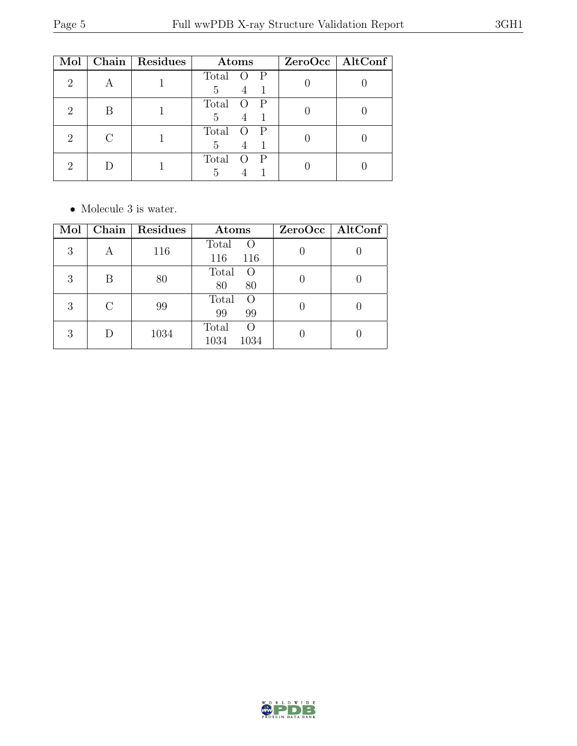| Mol | Chain | Residues | Atoms | | | ZeroOcc | AltConf |
|---|---|---|---|---|---|---|---|
| | | | Total | O | P | | |
| 2 | A | 1 | 5 | 4 | 1 | 0 | 0 |
| 2 | B | 1 | 5 | 4 | 1 | 0 | 0 |
| 2 | C | 1 | 5 | 4 | 1 | 0 | 0 |
| 2 | D | 1 | 5 | 4 | 1 | 0 | 0 |

- Molecule 3 is water.

| Mol | Chain | Residues | Atoms | | ZeroOcc | AltConf |
|---|---|---|---|---|---|---|
| | | | Total | O | | |
| 3 | A | 116 | 116 | 116 | 0 | 0 |
| 3 | B | 80 | 80 | 80 | 0 | 0 |
| 3 | C | 99 | 99 | 99 | 0 | 0 |
| 3 | D | 1034 | 1034 | 1034 | 0 | 0 |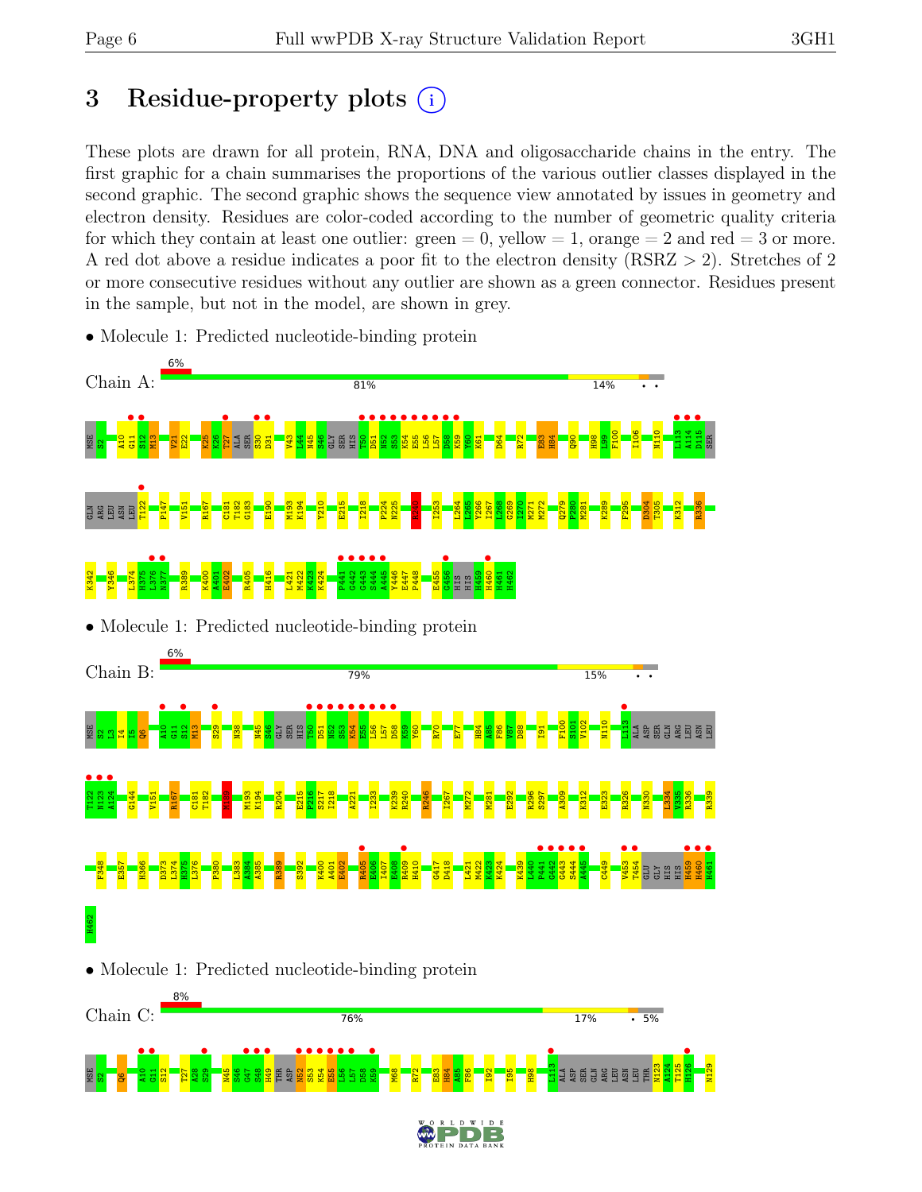# 3 Residue-property plots

These plots are drawn for all protein, RNA, DNA and oligosaccharide chains in the entry. The first graphic for a chain summarises the proportions of the various outlier classes displayed in the second graphic. The second graphic shows the sequence view annotated by issues in geometry and electron density. Residues are color-coded according to the number of geometric quality criteria for which they contain at least one outlier: green = 0, yellow = 1, orange = 2 and red = 3 or more. A red dot above a residue indicates a poor fit to the electron density (RSRZ > 2). Stretches of 2 or more consecutive residues without any outlier are shown as a green connector. Residues present in the sample, but not in the model, are shown in grey.

- Molecule 1: Predicted nucleotide-binding protein

Chain A: 6% | 81% | 14% | • •

MSE S2 A10 G11 S12 M13 V21 E22 K25 K26 T27 ALA SER S30 D31 V43 L44 N45 S46 GLY SER HIS T50 D51 N52 S53 K54 E55 L56 L57 D58 K59 Y60 K61 D64 R72 E83 H84 Q90 H98 L99 F100 I106 N110 L113 A114 D115 SER GLN ARG LEU ASN LEU T122 P147 V151 R167 C181 T182 G183 E190 M193 K194 Y210 E215 I218 P224 N225 R240 I253 L264 L265 V266 I267 L268 G269 I270 M271 M272 Q279 P280 M281 K289 F295 D304 T305 K312 R336 K342 Y346 L374 H375 L376 N377 R389 K400 A401 E402 R405 H416 L421 M422 K423 K424 P441 G442 G443 S444 A445 Y446 E447 P448 E455 G456 HIS HIS H459 H460 H461 H462

- Molecule 1: Predicted nucleotide-binding protein

Chain B: 6% | 79% | 15% | • •

MSE S2 L3 I4 I5 Q6 A10 G11 S12 M13 S29 N38 N45 S46 GLY SER HIS T50 D51 N52 S53 K54 E55 L56 L57 D58 K59 Y60 R70 E77 H84 A85 F86 V87 D88 I91 F100 S101 V102 N110 L113 ALA ASP SER GLN ARG LEU ASN LEU T122 N123 A124 G144 V151 R167 C181 T182 M189 M193 K194 R204 E215 P216 S217 I218 A221 I233 K239 R240 R246 I267 M272 M281 E292 R296 S297 A309 K312 E323 R326 N330 L334 V335 R336 R339 F348 E357 H366 D373 L374 H375 L376 P380 L383 A384 A385 R389 S392 K400 A401 E402 R405 E406 I407 E408 R409 H410 G417 D418 L421 M422 K423 K424 K439 L440 P441 G442 G443 S444 A445 C449 V453 T454 GLU GLY HIS HIS H459 H460 H461 H462

- Molecule 1: Predicted nucleotide-binding protein

Chain C: 8% | 76% | 17% | • 5%

MSE S2 Q6 A10 G11 S12 T27 A28 S29 N45 S46 G47 S48 H49 THR ASP N52 S53 K54 E55 L56 L57 D58 K59 M68 R72 E83 H84 A85 F86 I92 I95 H98 L113 ALA ASP SER GLN ARG LEU ASN LEU THR N123 A124 T125 H126 N129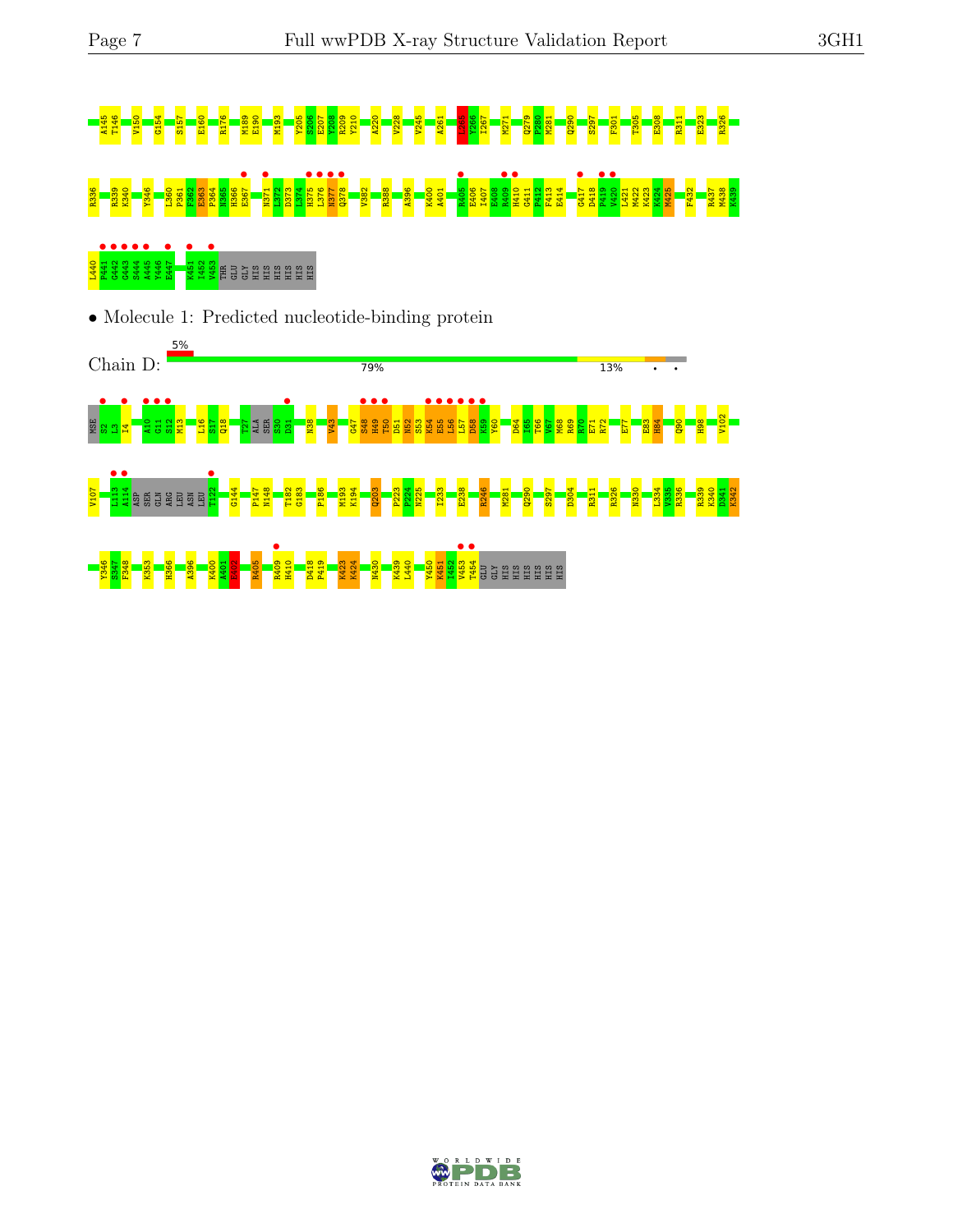A145 T146 V150 G154 S157 E160 R176 M189 E190 M193 Y205 S206 E207 Y208 R209 Y210 A220 V228 V245 A261 L265 Y266 I267 M271 Q279 P280 M281 Q290 S297 F301 T305 E308 R311 E323 R326

R336 R339 K340 Y346 L360 P361 F362 E363 P364 N365 H366 E367 N371 L372 D373 L374 H375 L376 N377 Q378 V382 R388 A396 K400 A401 R405 E406 L407 E408 R409 H410 G411 P412 F413 E414 G417 D418 P419 V420 L421 M422 K423 K424 M425 F432 R437 M438 K439

L440 P441 G442 G443 S444 A445 Y446 E447 K451 I452 V453 THR GLU GLY HIS HIS HIS HIS HIS HIS

- Molecule 1: Predicted nucleotide-binding protein

Chain D: 5% 79% 13%

MSE S2 L3 I4 A10 G11 S12 M13 L16 S17 Q18 T27 ALA SER S30 D31 N38 V43 G47 S48 H49 T50 D51 N52 S53 K54 E55 L56 L57 D58 K59 Y60 D64 I65 T66 V67 M68 R69 R70 E71 R72 E77 E83 H84 Q90 H98 V102

V107 L113 A114 ASP SER GLN ARG LEU ASN LEU T122 G144 P147 N148 T182 G183 P186 M193 K194 Q203 P223 P224 N225 I233 E238 R246 M281 Q290 S297 D304 R311 R326 N330 L334 V335 R336 R339 K340 D341 K342

Y346 S347 F348 K353 H366 A396 K400 A401 F402 R405 R409 H410 D418 P419 K423 K424 N430 K439 L440 Y450 K451 I452 V453 T454 GLU GLY HIS HIS HIS HIS HIS HIS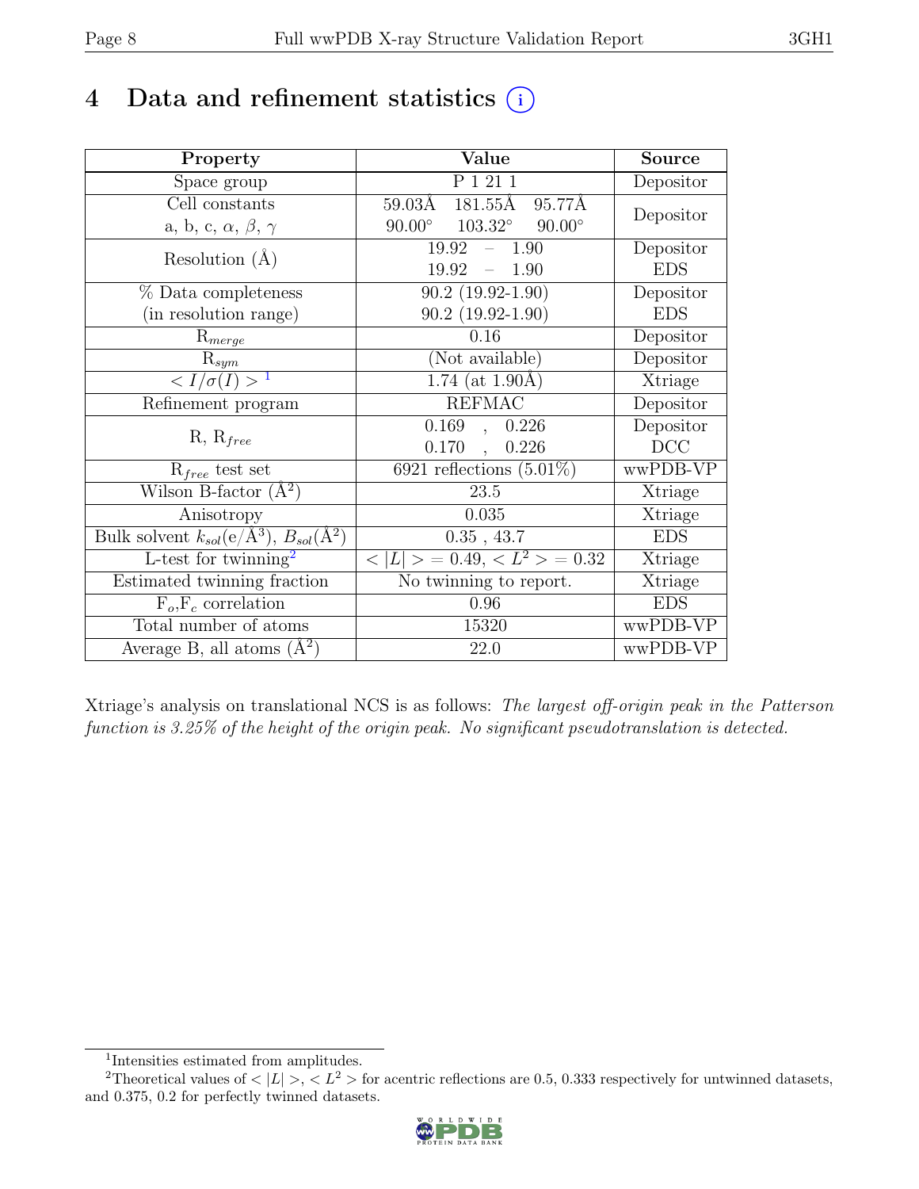# 4 Data and refinement statistics (i)

| Property | Value | Source |
|---|---|---|
| Space group | P 1 21 1 | Depositor |
| Cell constants<br>a, b, c, $\alpha$, $\beta$, $\gamma$ | 59.03Å 181.55Å 95.77Å<br>90.00° 103.32° 90.00° | Depositor |
| Resolution (Å) | 19.92 – 1.90<br>19.92 – 1.90 | Depositor<br>EDS |
| % Data completeness<br>(in resolution range) | 90.2 (19.92-1.90)<br>90.2 (19.92-1.90) | Depositor<br>EDS |
| $R_{merge}$ | 0.16 | Depositor |
| $R_{sym}$ | (Not available) | Depositor |
| $< I/\sigma(I) >$ [1] | 1.74 (at 1.90Å) | Xtriage |
| Refinement program | REFMAC | Depositor |
| R, $R_{free}$ | 0.169 , 0.226<br>0.170 , 0.226 | Depositor<br>DCC |
| $R_{free}$ test set | 6921 reflections (5.01%) | wwPDB-VP |
| Wilson B-factor (Å$^2$) | 23.5 | Xtriage |
| Anisotropy | 0.035 | Xtriage |
| Bulk solvent $k_{sol}$(e/Å$^3$), $B_{sol}$(Å$^2$) | 0.35 , 43.7 | EDS |
| L-test for twinning[2] | $< \|L\| > = 0.49$, $< L^2 > = 0.32$ | Xtriage |
| Estimated twinning fraction | No twinning to report. | Xtriage |
| $F_o$,$F_c$ correlation | 0.96 | EDS |
| Total number of atoms | 15320 | wwPDB-VP |
| Average B, all atoms (Å$^2$) | 22.0 | wwPDB-VP |

Xtriage's analysis on translational NCS is as follows: *The largest off-origin peak in the Patterson function is 3.25% of the height of the origin peak. No significant pseudotranslation is detected.*

[1] Intensities estimated from amplitudes.

[2] Theoretical values of $< |L| >$, $< L^2 >$ for acentric reflections are 0.5, 0.333 respectively for untwinned datasets, and 0.375, 0.2 for perfectly twinned datasets.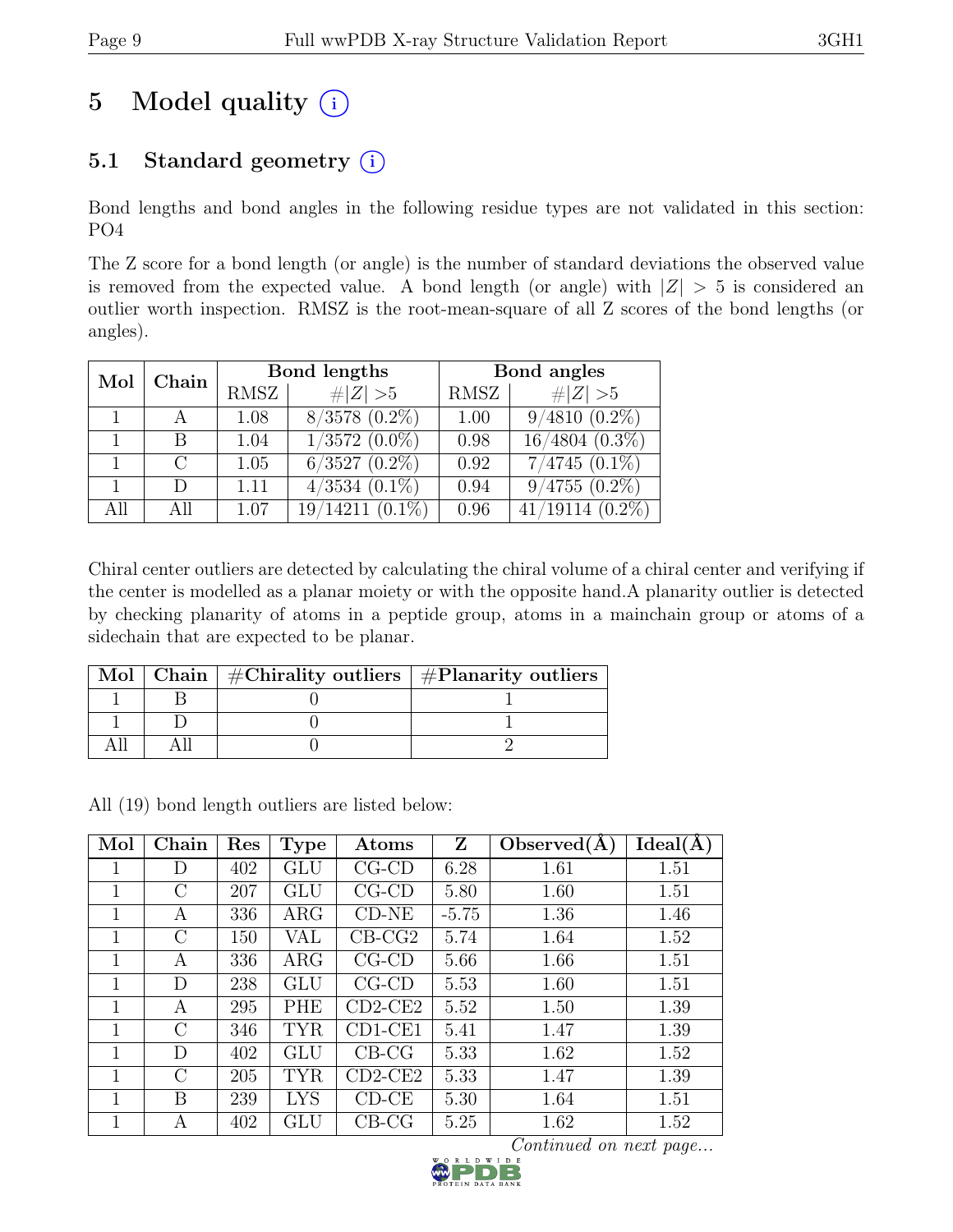# 5 Model quality (i)

## 5.1 Standard geometry (i)

Bond lengths and bond angles in the following residue types are not validated in this section: PO4

The Z score for a bond length (or angle) is the number of standard deviations the observed value is removed from the expected value. A bond length (or angle) with $|Z| > 5$ is considered an outlier worth inspection. RMSZ is the root-mean-square of all Z scores of the bond lengths (or angles).

| Mol | Chain | Bond lengths | | Bond angles | |
|---|---|---|---|---|---|
| | | RMSZ | #$\|Z\|$ >5 | RMSZ | #$\|Z\|$ >5 |
| 1 | A | 1.08 | 8/3578 (0.2%) | 1.00 | 9/4810 (0.2%) |
| 1 | B | 1.04 | 1/3572 (0.0%) | 0.98 | 16/4804 (0.3%) |
| 1 | C | 1.05 | 6/3527 (0.2%) | 0.92 | 7/4745 (0.1%) |
| 1 | D | 1.11 | 4/3534 (0.1%) | 0.94 | 9/4755 (0.2%) |
| All | All | 1.07 | 19/14211 (0.1%) | 0.96 | 41/19114 (0.2%) |

Chiral center outliers are detected by calculating the chiral volume of a chiral center and verifying if the center is modelled as a planar moiety or with the opposite hand.A planarity outlier is detected by checking planarity of atoms in a peptide group, atoms in a mainchain group or atoms of a sidechain that are expected to be planar.

| Mol | Chain | #Chirality outliers | #Planarity outliers |
|---|---|---|---|
| 1 | B | 0 | 1 |
| 1 | D | 0 | 1 |
| All | All | 0 | 2 |

All (19) bond length outliers are listed below:

| Mol | Chain | Res | Type | Atoms | Z | Observed(Å) | Ideal(Å) |
|---|---|---|---|---|---|---|---|
| 1 | D | 402 | GLU | CG-CD | 6.28 | 1.61 | 1.51 |
| 1 | C | 207 | GLU | CG-CD | 5.80 | 1.60 | 1.51 |
| 1 | A | 336 | ARG | CD-NE | -5.75 | 1.36 | 1.46 |
| 1 | C | 150 | VAL | CB-CG2 | 5.74 | 1.64 | 1.52 |
| 1 | A | 336 | ARG | CG-CD | 5.66 | 1.66 | 1.51 |
| 1 | D | 238 | GLU | CG-CD | 5.53 | 1.60 | 1.51 |
| 1 | A | 295 | PHE | CD2-CE2 | 5.52 | 1.50 | 1.39 |
| 1 | C | 346 | TYR | CD1-CE1 | 5.41 | 1.47 | 1.39 |
| 1 | D | 402 | GLU | CB-CG | 5.33 | 1.62 | 1.52 |
| 1 | C | 205 | TYR | CD2-CE2 | 5.33 | 1.47 | 1.39 |
| 1 | B | 239 | LYS | CD-CE | 5.30 | 1.64 | 1.51 |
| 1 | A | 402 | GLU | CB-CG | 5.25 | 1.62 | 1.52 |

*Continued on next page...*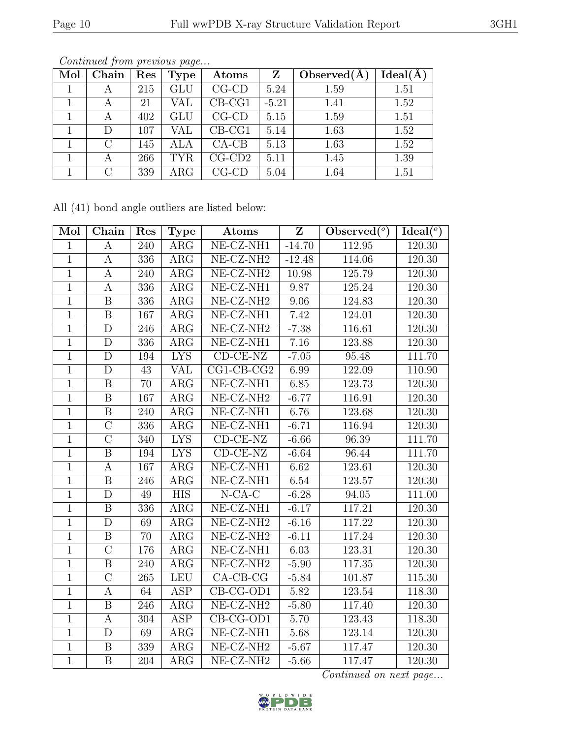*Continued from previous page...*

| Mol | Chain | Res | Type | Atoms | Z | Observed(Å) | Ideal(Å) |
|---|---|---|---|---|---|---|---|
| 1 | A | 215 | GLU | CG-CD | 5.24 | 1.59 | 1.51 |
| 1 | A | 21 | VAL | CB-CG1 | -5.21 | 1.41 | 1.52 |
| 1 | A | 402 | GLU | CG-CD | 5.15 | 1.59 | 1.51 |
| 1 | D | 107 | VAL | CB-CG1 | 5.14 | 1.63 | 1.52 |
| 1 | C | 145 | ALA | CA-CB | 5.13 | 1.63 | 1.52 |
| 1 | A | 266 | TYR | CG-CD2 | 5.11 | 1.45 | 1.39 |
| 1 | C | 339 | ARG | CG-CD | 5.04 | 1.64 | 1.51 |

All (41) bond angle outliers are listed below:

| Mol | Chain | Res | Type | Atoms | Z | Observed(°) | Ideal(°) |
|---|---|---|---|---|---|---|---|
| 1 | A | 240 | ARG | NE-CZ-NH1 | -14.70 | 112.95 | 120.30 |
| 1 | A | 336 | ARG | NE-CZ-NH2 | -12.48 | 114.06 | 120.30 |
| 1 | A | 240 | ARG | NE-CZ-NH2 | 10.98 | 125.79 | 120.30 |
| 1 | A | 336 | ARG | NE-CZ-NH1 | 9.87 | 125.24 | 120.30 |
| 1 | B | 336 | ARG | NE-CZ-NH2 | 9.06 | 124.83 | 120.30 |
| 1 | B | 167 | ARG | NE-CZ-NH1 | 7.42 | 124.01 | 120.30 |
| 1 | D | 246 | ARG | NE-CZ-NH2 | -7.38 | 116.61 | 120.30 |
| 1 | D | 336 | ARG | NE-CZ-NH1 | 7.16 | 123.88 | 120.30 |
| 1 | D | 194 | LYS | CD-CE-NZ | -7.05 | 95.48 | 111.70 |
| 1 | D | 43 | VAL | CG1-CB-CG2 | 6.99 | 122.09 | 110.90 |
| 1 | B | 70 | ARG | NE-CZ-NH1 | 6.85 | 123.73 | 120.30 |
| 1 | B | 167 | ARG | NE-CZ-NH2 | -6.77 | 116.91 | 120.30 |
| 1 | B | 240 | ARG | NE-CZ-NH1 | 6.76 | 123.68 | 120.30 |
| 1 | C | 336 | ARG | NE-CZ-NH1 | -6.71 | 116.94 | 120.30 |
| 1 | C | 340 | LYS | CD-CE-NZ | -6.66 | 96.39 | 111.70 |
| 1 | B | 194 | LYS | CD-CE-NZ | -6.64 | 96.44 | 111.70 |
| 1 | A | 167 | ARG | NE-CZ-NH1 | 6.62 | 123.61 | 120.30 |
| 1 | B | 246 | ARG | NE-CZ-NH1 | 6.54 | 123.57 | 120.30 |
| 1 | D | 49 | HIS | N-CA-C | -6.28 | 94.05 | 111.00 |
| 1 | B | 336 | ARG | NE-CZ-NH1 | -6.17 | 117.21 | 120.30 |
| 1 | D | 69 | ARG | NE-CZ-NH2 | -6.16 | 117.22 | 120.30 |
| 1 | B | 70 | ARG | NE-CZ-NH2 | -6.11 | 117.24 | 120.30 |
| 1 | C | 176 | ARG | NE-CZ-NH1 | 6.03 | 123.31 | 120.30 |
| 1 | B | 240 | ARG | NE-CZ-NH2 | -5.90 | 117.35 | 120.30 |
| 1 | C | 265 | LEU | CA-CB-CG | -5.84 | 101.87 | 115.30 |
| 1 | A | 64 | ASP | CB-CG-OD1 | 5.82 | 123.54 | 118.30 |
| 1 | B | 246 | ARG | NE-CZ-NH2 | -5.80 | 117.40 | 120.30 |
| 1 | A | 304 | ASP | CB-CG-OD1 | 5.70 | 123.43 | 118.30 |
| 1 | D | 69 | ARG | NE-CZ-NH1 | 5.68 | 123.14 | 120.30 |
| 1 | B | 339 | ARG | NE-CZ-NH2 | -5.67 | 117.47 | 120.30 |
| 1 | B | 204 | ARG | NE-CZ-NH2 | -5.66 | 117.47 | 120.30 |

*Continued on next page...*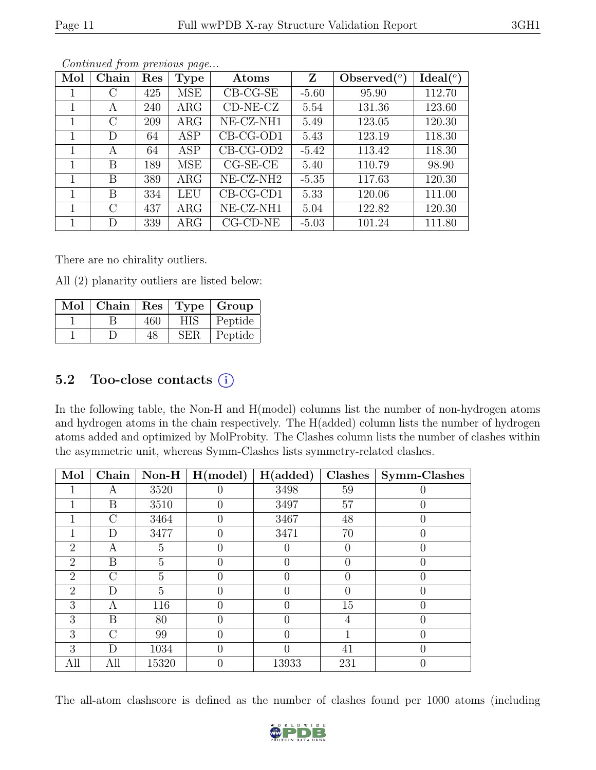*Continued from previous page...*

| Mol | Chain | Res | Type | Atoms | Z | Observed(°) | Ideal(°) |
|---|---|---|---|---|---|---|---|
| 1 | C | 425 | MSE | CB-CG-SE | -5.60 | 95.90 | 112.70 |
| 1 | A | 240 | ARG | CD-NE-CZ | 5.54 | 131.36 | 123.60 |
| 1 | C | 209 | ARG | NE-CZ-NH1 | 5.49 | 123.05 | 120.30 |
| 1 | D | 64 | ASP | CB-CG-OD1 | 5.43 | 123.19 | 118.30 |
| 1 | A | 64 | ASP | CB-CG-OD2 | -5.42 | 113.42 | 118.30 |
| 1 | B | 189 | MSE | CG-SE-CE | 5.40 | 110.79 | 98.90 |
| 1 | B | 389 | ARG | NE-CZ-NH2 | -5.35 | 117.63 | 120.30 |
| 1 | B | 334 | LEU | CB-CG-CD1 | 5.33 | 120.06 | 111.00 |
| 1 | C | 437 | ARG | NE-CZ-NH1 | 5.04 | 122.82 | 120.30 |
| 1 | D | 339 | ARG | CG-CD-NE | -5.03 | 101.24 | 111.80 |

There are no chirality outliers.

All (2) planarity outliers are listed below:

| Mol | Chain | Res | Type | Group |
|---|---|---|---|---|
| 1 | B | 460 | HIS | Peptide |
| 1 | D | 48 | SER | Peptide |

## 5.2 Too-close contacts (i)

In the following table, the Non-H and H(model) columns list the number of non-hydrogen atoms and hydrogen atoms in the chain respectively. The H(added) column lists the number of hydrogen atoms added and optimized by MolProbity. The Clashes column lists the number of clashes within the asymmetric unit, whereas Symm-Clashes lists symmetry-related clashes.

| Mol | Chain | Non-H | H(model) | H(added) | Clashes | Symm-Clashes |
|---|---|---|---|---|---|---|
| 1 | A | 3520 | 0 | 3498 | 59 | 0 |
| 1 | B | 3510 | 0 | 3497 | 57 | 0 |
| 1 | C | 3464 | 0 | 3467 | 48 | 0 |
| 1 | D | 3477 | 0 | 3471 | 70 | 0 |
| 2 | A | 5 | 0 | 0 | 0 | 0 |
| 2 | B | 5 | 0 | 0 | 0 | 0 |
| 2 | C | 5 | 0 | 0 | 0 | 0 |
| 2 | D | 5 | 0 | 0 | 0 | 0 |
| 3 | A | 116 | 0 | 0 | 15 | 0 |
| 3 | B | 80 | 0 | 0 | 4 | 0 |
| 3 | C | 99 | 0 | 0 | 1 | 0 |
| 3 | D | 1034 | 0 | 0 | 41 | 0 |
| All | All | 15320 | 0 | 13933 | 231 | 0 |

The all-atom clashscore is defined as the number of clashes found per 1000 atoms (including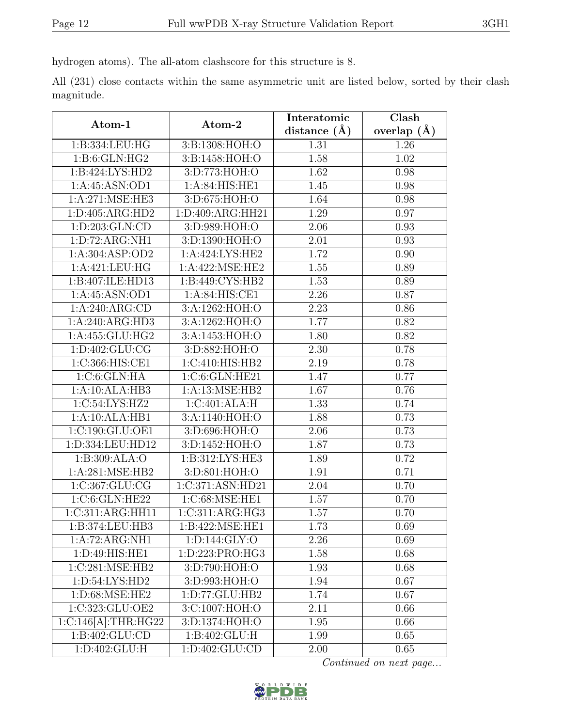hydrogen atoms). The all-atom clashscore for this structure is 8.

All (231) close contacts within the same asymmetric unit are listed below, sorted by their clash magnitude.

| Atom-1 | Atom-2 | Interatomic distance (Å) | Clash overlap (Å) |
|---|---|---|---|
| 1:B:334:LEU:HG | 3:B:1308:HOH:O | 1.31 | 1.26 |
| 1:B:6:GLN:HG2 | 3:B:1458:HOH:O | 1.58 | 1.02 |
| 1:B:424:LYS:HD2 | 3:D:773:HOH:O | 1.62 | 0.98 |
| 1:A:45:ASN:OD1 | 1:A:84:HIS:HE1 | 1.45 | 0.98 |
| 1:A:271:MSE:HE3 | 3:D:675:HOH:O | 1.64 | 0.98 |
| 1:D:405:ARG:HD2 | 1:D:409:ARG:HH21 | 1.29 | 0.97 |
| 1:D:203:GLN:CD | 3:D:989:HOH:O | 2.06 | 0.93 |
| 1:D:72:ARG:NH1 | 3:D:1390:HOH:O | 2.01 | 0.93 |
| 1:A:304:ASP:OD2 | 1:A:424:LYS:HE2 | 1.72 | 0.90 |
| 1:A:421:LEU:HG | 1:A:422:MSE:HE2 | 1.55 | 0.89 |
| 1:B:407:ILE:HD13 | 1:B:449:CYS:HB2 | 1.53 | 0.89 |
| 1:A:45:ASN:OD1 | 1:A:84:HIS:CE1 | 2.26 | 0.87 |
| 1:A:240:ARG:CD | 3:A:1262:HOH:O | 2.23 | 0.86 |
| 1:A:240:ARG:HD3 | 3:A:1262:HOH:O | 1.77 | 0.82 |
| 1:A:455:GLU:HG2 | 3:A:1453:HOH:O | 1.80 | 0.82 |
| 1:D:402:GLU:CG | 3:D:882:HOH:O | 2.30 | 0.78 |
| 1:C:366:HIS:CE1 | 1:C:410:HIS:HB2 | 2.19 | 0.78 |
| 1:C:6:GLN:HA | 1:C:6:GLN:HE21 | 1.47 | 0.77 |
| 1:A:10:ALA:HB3 | 1:A:13:MSE:HB2 | 1.67 | 0.76 |
| 1:C:54:LYS:HZ2 | 1:C:401:ALA:H | 1.33 | 0.74 |
| 1:A:10:ALA:HB1 | 3:A:1140:HOH:O | 1.88 | 0.73 |
| 1:C:190:GLU:OE1 | 3:D:696:HOH:O | 2.06 | 0.73 |
| 1:D:334:LEU:HD12 | 3:D:1452:HOH:O | 1.87 | 0.73 |
| 1:B:309:ALA:O | 1:B:312:LYS:HE3 | 1.89 | 0.72 |
| 1:A:281:MSE:HB2 | 3:D:801:HOH:O | 1.91 | 0.71 |
| 1:C:367:GLU:CG | 1:C:371:ASN:HD21 | 2.04 | 0.70 |
| 1:C:6:GLN:HE22 | 1:C:68:MSE:HE1 | 1.57 | 0.70 |
| 1:C:311:ARG:HH11 | 1:C:311:ARG:HG3 | 1.57 | 0.70 |
| 1:B:374:LEU:HB3 | 1:B:422:MSE:HE1 | 1.73 | 0.69 |
| 1:A:72:ARG:NH1 | 1:D:144:GLY:O | 2.26 | 0.69 |
| 1:D:49:HIS:HE1 | 1:D:223:PRO:HG3 | 1.58 | 0.68 |
| 1:C:281:MSE:HB2 | 3:D:790:HOH:O | 1.93 | 0.68 |
| 1:D:54:LYS:HD2 | 3:D:993:HOH:O | 1.94 | 0.67 |
| 1:D:68:MSE:HE2 | 1:D:77:GLU:HB2 | 1.74 | 0.67 |
| 1:C:323:GLU:OE2 | 3:C:1007:HOH:O | 2.11 | 0.66 |
| 1:C:146[A]:THR:HG22 | 3:D:1374:HOH:O | 1.95 | 0.66 |
| 1:B:402:GLU:CD | 1:B:402:GLU:H | 1.99 | 0.65 |
| 1:D:402:GLU:H | 1:D:402:GLU:CD | 2.00 | 0.65 |

*Continued on next page...*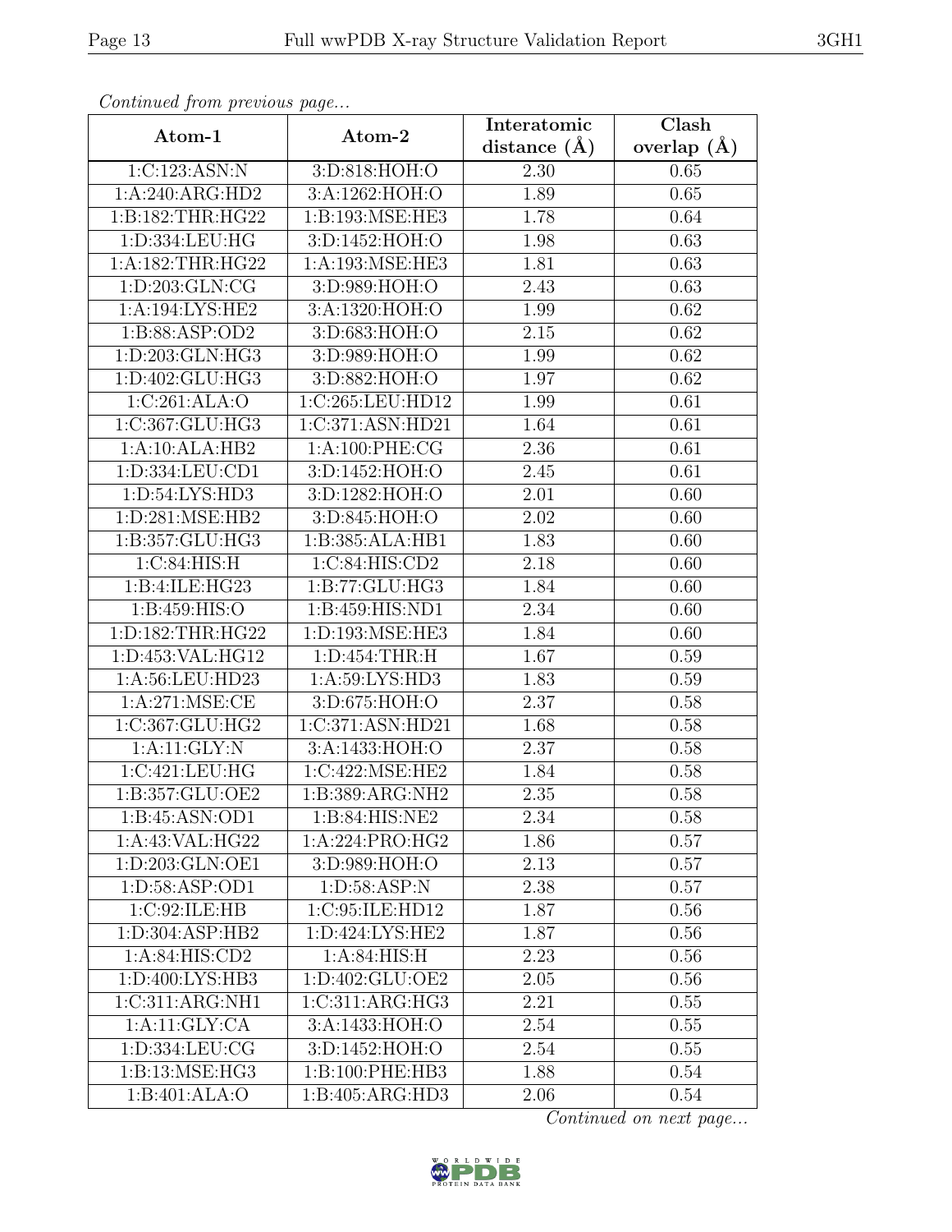*Continued from previous page...*

| Atom-1 | Atom-2 | Interatomic distance (Å) | Clash overlap (Å) |
|---|---|---|---|
| 1:C:123:ASN:N | 3:D:818:HOH:O | 2.30 | 0.65 |
| 1:A:240:ARG:HD2 | 3:A:1262:HOH:O | 1.89 | 0.65 |
| 1:B:182:THR:HG22 | 1:B:193:MSE:HE3 | 1.78 | 0.64 |
| 1:D:334:LEU:HG | 3:D:1452:HOH:O | 1.98 | 0.63 |
| 1:A:182:THR:HG22 | 1:A:193:MSE:HE3 | 1.81 | 0.63 |
| 1:D:203:GLN:CG | 3:D:989:HOH:O | 2.43 | 0.63 |
| 1:A:194:LYS:HE2 | 3:A:1320:HOH:O | 1.99 | 0.62 |
| 1:B:88:ASP:OD2 | 3:D:683:HOH:O | 2.15 | 0.62 |
| 1:D:203:GLN:HG3 | 3:D:989:HOH:O | 1.99 | 0.62 |
| 1:D:402:GLU:HG3 | 3:D:882:HOH:O | 1.97 | 0.62 |
| 1:C:261:ALA:O | 1:C:265:LEU:HD12 | 1.99 | 0.61 |
| 1:C:367:GLU:HG3 | 1:C:371:ASN:HD21 | 1.64 | 0.61 |
| 1:A:10:ALA:HB2 | 1:A:100:PHE:CG | 2.36 | 0.61 |
| 1:D:334:LEU:CD1 | 3:D:1452:HOH:O | 2.45 | 0.61 |
| 1:D:54:LYS:HD3 | 3:D:1282:HOH:O | 2.01 | 0.60 |
| 1:D:281:MSE:HB2 | 3:D:845:HOH:O | 2.02 | 0.60 |
| 1:B:357:GLU:HG3 | 1:B:385:ALA:HB1 | 1.83 | 0.60 |
| 1:C:84:HIS:H | 1:C:84:HIS:CD2 | 2.18 | 0.60 |
| 1:B:4:ILE:HG23 | 1:B:77:GLU:HG3 | 1.84 | 0.60 |
| 1:B:459:HIS:O | 1:B:459:HIS:ND1 | 2.34 | 0.60 |
| 1:D:182:THR:HG22 | 1:D:193:MSE:HE3 | 1.84 | 0.60 |
| 1:D:453:VAL:HG12 | 1:D:454:THR:H | 1.67 | 0.59 |
| 1:A:56:LEU:HD23 | 1:A:59:LYS:HD3 | 1.83 | 0.59 |
| 1:A:271:MSE:CE | 3:D:675:HOH:O | 2.37 | 0.58 |
| 1:C:367:GLU:HG2 | 1:C:371:ASN:HD21 | 1.68 | 0.58 |
| 1:A:11:GLY:N | 3:A:1433:HOH:O | 2.37 | 0.58 |
| 1:C:421:LEU:HG | 1:C:422:MSE:HE2 | 1.84 | 0.58 |
| 1:B:357:GLU:OE2 | 1:B:389:ARG:NH2 | 2.35 | 0.58 |
| 1:B:45:ASN:OD1 | 1:B:84:HIS:NE2 | 2.34 | 0.58 |
| 1:A:43:VAL:HG22 | 1:A:224:PRO:HG2 | 1.86 | 0.57 |
| 1:D:203:GLN:OE1 | 3:D:989:HOH:O | 2.13 | 0.57 |
| 1:D:58:ASP:OD1 | 1:D:58:ASP:N | 2.38 | 0.57 |
| 1:C:92:ILE:HB | 1:C:95:ILE:HD12 | 1.87 | 0.56 |
| 1:D:304:ASP:HB2 | 1:D:424:LYS:HE2 | 1.87 | 0.56 |
| 1:A:84:HIS:CD2 | 1:A:84:HIS:H | 2.23 | 0.56 |
| 1:D:400:LYS:HB3 | 1:D:402:GLU:OE2 | 2.05 | 0.56 |
| 1:C:311:ARG:NH1 | 1:C:311:ARG:HG3 | 2.21 | 0.55 |
| 1:A:11:GLY:CA | 3:A:1433:HOH:O | 2.54 | 0.55 |
| 1:D:334:LEU:CG | 3:D:1452:HOH:O | 2.54 | 0.55 |
| 1:B:13:MSE:HG3 | 1:B:100:PHE:HB3 | 1.88 | 0.54 |
| 1:B:401:ALA:O | 1:B:405:ARG:HD3 | 2.06 | 0.54 |

*Continued on next page...*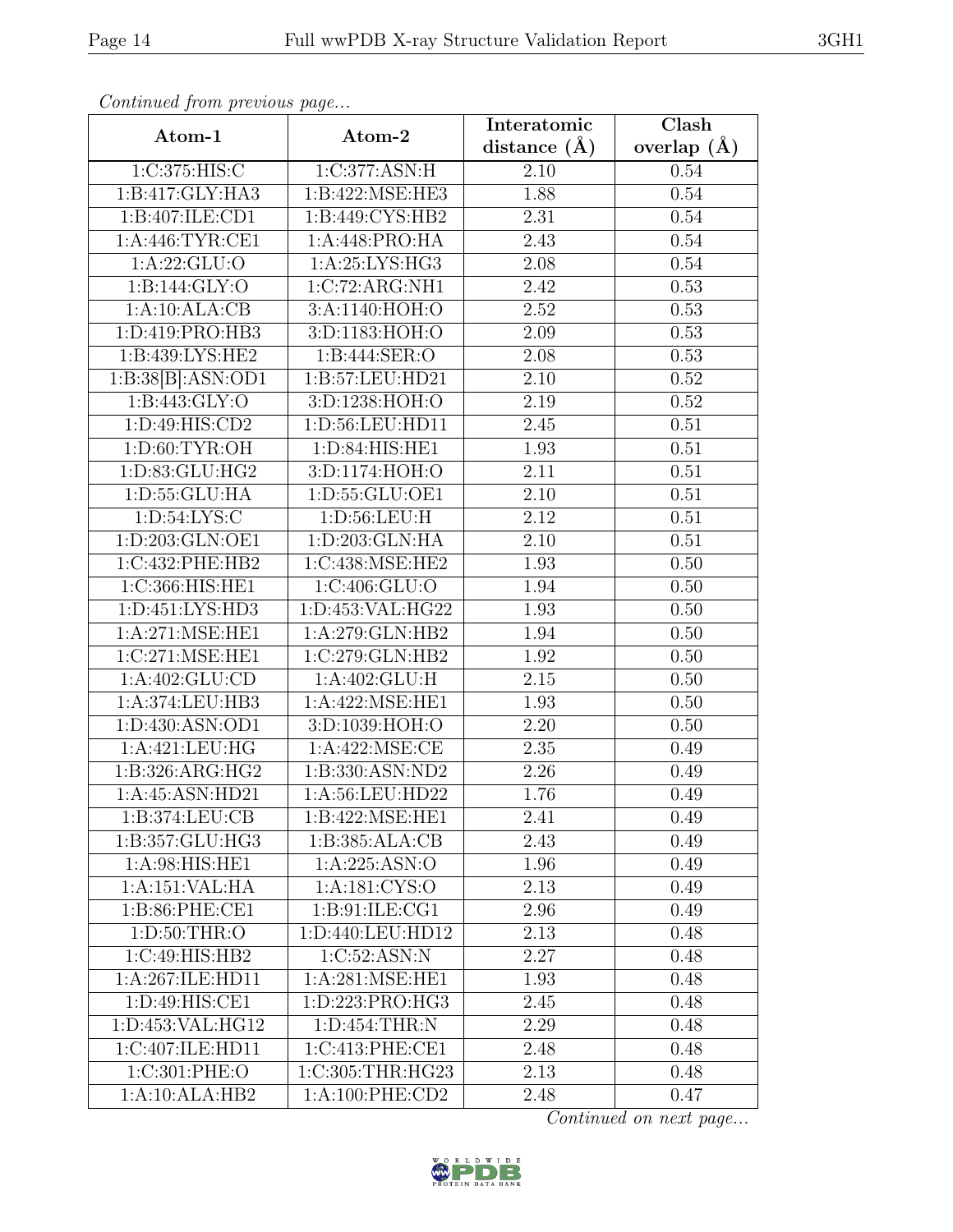*Continued from previous page...*

| Atom-1 | Atom-2 | Interatomic distance (Å) | Clash overlap (Å) |
|---|---|---|---|
| 1:C:375:HIS:C | 1:C:377:ASN:H | 2.10 | 0.54 |
| 1:B:417:GLY:HA3 | 1:B:422:MSE:HE3 | 1.88 | 0.54 |
| 1:B:407:ILE:CD1 | 1:B:449:CYS:HB2 | 2.31 | 0.54 |
| 1:A:446:TYR:CE1 | 1:A:448:PRO:HA | 2.43 | 0.54 |
| 1:A:22:GLU:O | 1:A:25:LYS:HG3 | 2.08 | 0.54 |
| 1:B:144:GLY:O | 1:C:72:ARG:NH1 | 2.42 | 0.53 |
| 1:A:10:ALA:CB | 3:A:1140:HOH:O | 2.52 | 0.53 |
| 1:D:419:PRO:HB3 | 3:D:1183:HOH:O | 2.09 | 0.53 |
| 1:B:439:LYS:HE2 | 1:B:444:SER:O | 2.08 | 0.53 |
| 1:B:38[B]:ASN:OD1 | 1:B:57:LEU:HD21 | 2.10 | 0.52 |
| 1:B:443:GLY:O | 3:D:1238:HOH:O | 2.19 | 0.52 |
| 1:D:49:HIS:CD2 | 1:D:56:LEU:HD11 | 2.45 | 0.51 |
| 1:D:60:TYR:OH | 1:D:84:HIS:HE1 | 1.93 | 0.51 |
| 1:D:83:GLU:HG2 | 3:D:1174:HOH:O | 2.11 | 0.51 |
| 1:D:55:GLU:HA | 1:D:55:GLU:OE1 | 2.10 | 0.51 |
| 1:D:54:LYS:C | 1:D:56:LEU:H | 2.12 | 0.51 |
| 1:D:203:GLN:OE1 | 1:D:203:GLN:HA | 2.10 | 0.51 |
| 1:C:432:PHE:HB2 | 1:C:438:MSE:HE2 | 1.93 | 0.50 |
| 1:C:366:HIS:HE1 | 1:C:406:GLU:O | 1.94 | 0.50 |
| 1:D:451:LYS:HD3 | 1:D:453:VAL:HG22 | 1.93 | 0.50 |
| 1:A:271:MSE:HE1 | 1:A:279:GLN:HB2 | 1.94 | 0.50 |
| 1:C:271:MSE:HE1 | 1:C:279:GLN:HB2 | 1.92 | 0.50 |
| 1:A:402:GLU:CD | 1:A:402:GLU:H | 2.15 | 0.50 |
| 1:A:374:LEU:HB3 | 1:A:422:MSE:HE1 | 1.93 | 0.50 |
| 1:D:430:ASN:OD1 | 3:D:1039:HOH:O | 2.20 | 0.50 |
| 1:A:421:LEU:HG | 1:A:422:MSE:CE | 2.35 | 0.49 |
| 1:B:326:ARG:HG2 | 1:B:330:ASN:ND2 | 2.26 | 0.49 |
| 1:A:45:ASN:HD21 | 1:A:56:LEU:HD22 | 1.76 | 0.49 |
| 1:B:374:LEU:CB | 1:B:422:MSE:HE1 | 2.41 | 0.49 |
| 1:B:357:GLU:HG3 | 1:B:385:ALA:CB | 2.43 | 0.49 |
| 1:A:98:HIS:HE1 | 1:A:225:ASN:O | 1.96 | 0.49 |
| 1:A:151:VAL:HA | 1:A:181:CYS:O | 2.13 | 0.49 |
| 1:B:86:PHE:CE1 | 1:B:91:ILE:CG1 | 2.96 | 0.49 |
| 1:D:50:THR:O | 1:D:440:LEU:HD12 | 2.13 | 0.48 |
| 1:C:49:HIS:HB2 | 1:C:52:ASN:N | 2.27 | 0.48 |
| 1:A:267:ILE:HD11 | 1:A:281:MSE:HE1 | 1.93 | 0.48 |
| 1:D:49:HIS:CE1 | 1:D:223:PRO:HG3 | 2.45 | 0.48 |
| 1:D:453:VAL:HG12 | 1:D:454:THR:N | 2.29 | 0.48 |
| 1:C:407:ILE:HD11 | 1:C:413:PHE:CE1 | 2.48 | 0.48 |
| 1:C:301:PHE:O | 1:C:305:THR:HG23 | 2.13 | 0.48 |
| 1:A:10:ALA:HB2 | 1:A:100:PHE:CD2 | 2.48 | 0.47 |

*Continued on next page...*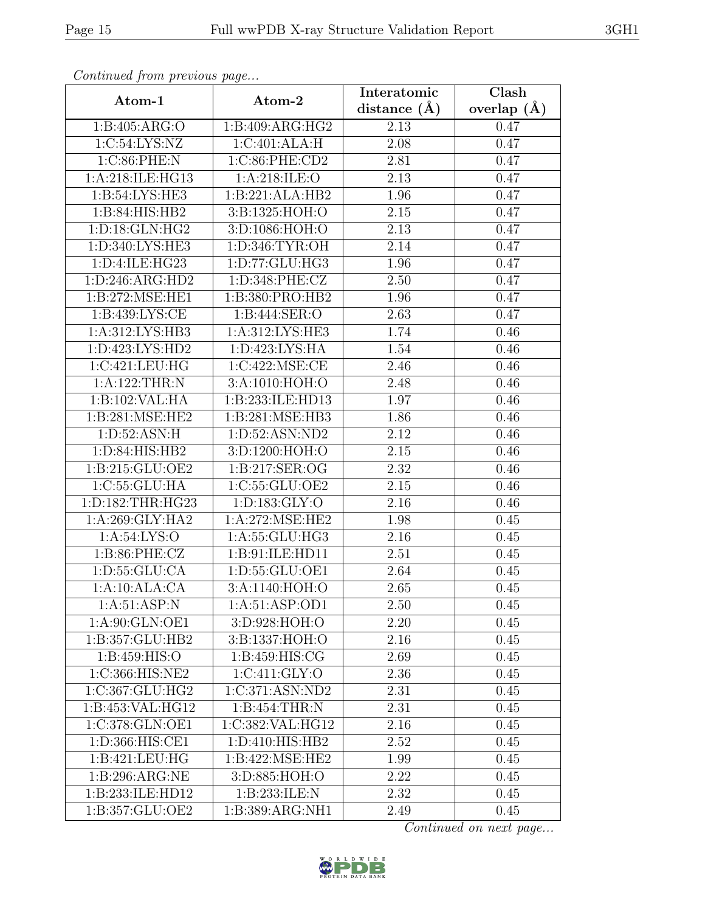*Continued from previous page...*

| Atom-1 | Atom-2 | Interatomic distance (Å) | Clash overlap (Å) |
|---|---|---|---|
| 1:B:405:ARG:O | 1:B:409:ARG:HG2 | 2.13 | 0.47 |
| 1:C:54:LYS:NZ | 1:C:401:ALA:H | 2.08 | 0.47 |
| 1:C:86:PHE:N | 1:C:86:PHE:CD2 | 2.81 | 0.47 |
| 1:A:218:ILE:HG13 | 1:A:218:ILE:O | 2.13 | 0.47 |
| 1:B:54:LYS:HE3 | 1:B:221:ALA:HB2 | 1.96 | 0.47 |
| 1:B:84:HIS:HB2 | 3:B:1325:HOH:O | 2.15 | 0.47 |
| 1:D:18:GLN:HG2 | 3:D:1086:HOH:O | 2.13 | 0.47 |
| 1:D:340:LYS:HE3 | 1:D:346:TYR:OH | 2.14 | 0.47 |
| 1:D:4:ILE:HG23 | 1:D:77:GLU:HG3 | 1.96 | 0.47 |
| 1:D:246:ARG:HD2 | 1:D:348:PHE:CZ | 2.50 | 0.47 |
| 1:B:272:MSE:HE1 | 1:B:380:PRO:HB2 | 1.96 | 0.47 |
| 1:B:439:LYS:CE | 1:B:444:SER:O | 2.63 | 0.47 |
| 1:A:312:LYS:HB3 | 1:A:312:LYS:HE3 | 1.74 | 0.46 |
| 1:D:423:LYS:HD2 | 1:D:423:LYS:HA | 1.54 | 0.46 |
| 1:C:421:LEU:HG | 1:C:422:MSE:CE | 2.46 | 0.46 |
| 1:A:122:THR:N | 3:A:1010:HOH:O | 2.48 | 0.46 |
| 1:B:102:VAL:HA | 1:B:233:ILE:HD13 | 1.97 | 0.46 |
| 1:B:281:MSE:HE2 | 1:B:281:MSE:HB3 | 1.86 | 0.46 |
| 1:D:52:ASN:H | 1:D:52:ASN:ND2 | 2.12 | 0.46 |
| 1:D:84:HIS:HB2 | 3:D:1200:HOH:O | 2.15 | 0.46 |
| 1:B:215:GLU:OE2 | 1:B:217:SER:OG | 2.32 | 0.46 |
| 1:C:55:GLU:HA | 1:C:55:GLU:OE2 | 2.15 | 0.46 |
| 1:D:182:THR:HG23 | 1:D:183:GLY:O | 2.16 | 0.46 |
| 1:A:269:GLY:HA2 | 1:A:272:MSE:HE2 | 1.98 | 0.45 |
| 1:A:54:LYS:O | 1:A:55:GLU:HG3 | 2.16 | 0.45 |
| 1:B:86:PHE:CZ | 1:B:91:ILE:HD11 | 2.51 | 0.45 |
| 1:D:55:GLU:CA | 1:D:55:GLU:OE1 | 2.64 | 0.45 |
| 1:A:10:ALA:CA | 3:A:1140:HOH:O | 2.65 | 0.45 |
| 1:A:51:ASP:N | 1:A:51:ASP:OD1 | 2.50 | 0.45 |
| 1:A:90:GLN:OE1 | 3:D:928:HOH:O | 2.20 | 0.45 |
| 1:B:357:GLU:HB2 | 3:B:1337:HOH:O | 2.16 | 0.45 |
| 1:B:459:HIS:O | 1:B:459:HIS:CG | 2.69 | 0.45 |
| 1:C:366:HIS:NE2 | 1:C:411:GLY:O | 2.36 | 0.45 |
| 1:C:367:GLU:HG2 | 1:C:371:ASN:ND2 | 2.31 | 0.45 |
| 1:B:453:VAL:HG12 | 1:B:454:THR:N | 2.31 | 0.45 |
| 1:C:378:GLN:OE1 | 1:C:382:VAL:HG12 | 2.16 | 0.45 |
| 1:D:366:HIS:CE1 | 1:D:410:HIS:HB2 | 2.52 | 0.45 |
| 1:B:421:LEU:HG | 1:B:422:MSE:HE2 | 1.99 | 0.45 |
| 1:B:296:ARG:NE | 3:D:885:HOH:O | 2.22 | 0.45 |
| 1:B:233:ILE:HD12 | 1:B:233:ILE:N | 2.32 | 0.45 |
| 1:B:357:GLU:OE2 | 1:B:389:ARG:NH1 | 2.49 | 0.45 |

*Continued on next page...*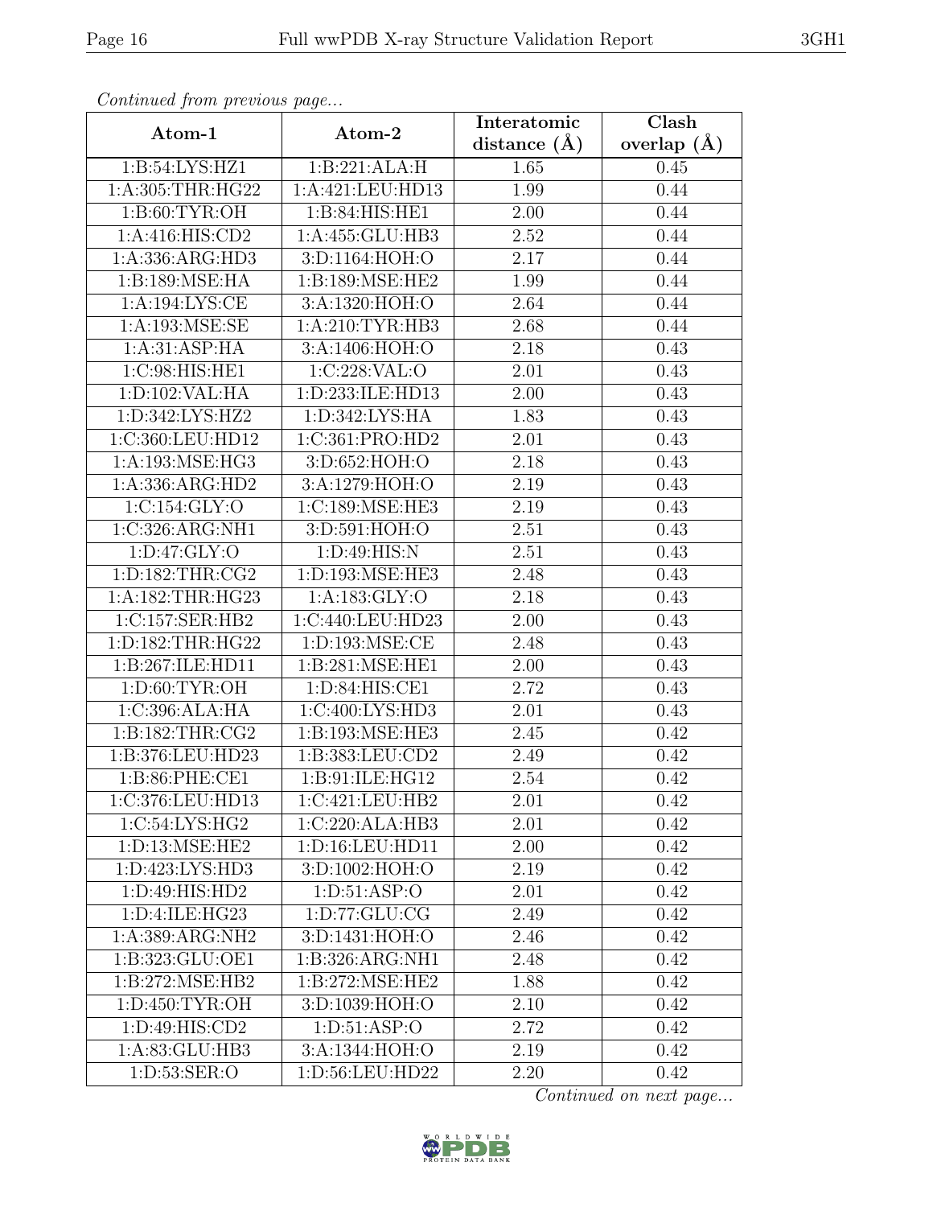*Continued from previous page...*

| Atom-1 | Atom-2 | Interatomic distance (Å) | Clash overlap (Å) |
|---|---|---|---|
| 1:B:54:LYS:HZ1 | 1:B:221:ALA:H | 1.65 | 0.45 |
| 1:A:305:THR:HG22 | 1:A:421:LEU:HD13 | 1.99 | 0.44 |
| 1:B:60:TYR:OH | 1:B:84:HIS:HE1 | 2.00 | 0.44 |
| 1:A:416:HIS:CD2 | 1:A:455:GLU:HB3 | 2.52 | 0.44 |
| 1:A:336:ARG:HD3 | 3:D:1164:HOH:O | 2.17 | 0.44 |
| 1:B:189:MSE:HA | 1:B:189:MSE:HE2 | 1.99 | 0.44 |
| 1:A:194:LYS:CE | 3:A:1320:HOH:O | 2.64 | 0.44 |
| 1:A:193:MSE:SE | 1:A:210:TYR:HB3 | 2.68 | 0.44 |
| 1:A:31:ASP:HA | 3:A:1406:HOH:O | 2.18 | 0.43 |
| 1:C:98:HIS:HE1 | 1:C:228:VAL:O | 2.01 | 0.43 |
| 1:D:102:VAL:HA | 1:D:233:ILE:HD13 | 2.00 | 0.43 |
| 1:D:342:LYS:HZ2 | 1:D:342:LYS:HA | 1.83 | 0.43 |
| 1:C:360:LEU:HD12 | 1:C:361:PRO:HD2 | 2.01 | 0.43 |
| 1:A:193:MSE:HG3 | 3:D:652:HOH:O | 2.18 | 0.43 |
| 1:A:336:ARG:HD2 | 3:A:1279:HOH:O | 2.19 | 0.43 |
| 1:C:154:GLY:O | 1:C:189:MSE:HE3 | 2.19 | 0.43 |
| 1:C:326:ARG:NH1 | 3:D:591:HOH:O | 2.51 | 0.43 |
| 1:D:47:GLY:O | 1:D:49:HIS:N | 2.51 | 0.43 |
| 1:D:182:THR:CG2 | 1:D:193:MSE:HE3 | 2.48 | 0.43 |
| 1:A:182:THR:HG23 | 1:A:183:GLY:O | 2.18 | 0.43 |
| 1:C:157:SER:HB2 | 1:C:440:LEU:HD23 | 2.00 | 0.43 |
| 1:D:182:THR:HG22 | 1:D:193:MSE:CE | 2.48 | 0.43 |
| 1:B:267:ILE:HD11 | 1:B:281:MSE:HE1 | 2.00 | 0.43 |
| 1:D:60:TYR:OH | 1:D:84:HIS:CE1 | 2.72 | 0.43 |
| 1:C:396:ALA:HA | 1:C:400:LYS:HD3 | 2.01 | 0.43 |
| 1:B:182:THR:CG2 | 1:B:193:MSE:HE3 | 2.45 | 0.42 |
| 1:B:376:LEU:HD23 | 1:B:383:LEU:CD2 | 2.49 | 0.42 |
| 1:B:86:PHE:CE1 | 1:B:91:ILE:HG12 | 2.54 | 0.42 |
| 1:C:376:LEU:HD13 | 1:C:421:LEU:HB2 | 2.01 | 0.42 |
| 1:C:54:LYS:HG2 | 1:C:220:ALA:HB3 | 2.01 | 0.42 |
| 1:D:13:MSE:HE2 | 1:D:16:LEU:HD11 | 2.00 | 0.42 |
| 1:D:423:LYS:HD3 | 3:D:1002:HOH:O | 2.19 | 0.42 |
| 1:D:49:HIS:HD2 | 1:D:51:ASP:O | 2.01 | 0.42 |
| 1:D:4:ILE:HG23 | 1:D:77:GLU:CG | 2.49 | 0.42 |
| 1:A:389:ARG:NH2 | 3:D:1431:HOH:O | 2.46 | 0.42 |
| 1:B:323:GLU:OE1 | 1:B:326:ARG:NH1 | 2.48 | 0.42 |
| 1:B:272:MSE:HB2 | 1:B:272:MSE:HE2 | 1.88 | 0.42 |
| 1:D:450:TYR:OH | 3:D:1039:HOH:O | 2.10 | 0.42 |
| 1:D:49:HIS:CD2 | 1:D:51:ASP:O | 2.72 | 0.42 |
| 1:A:83:GLU:HB3 | 3:A:1344:HOH:O | 2.19 | 0.42 |
| 1:D:53:SER:O | 1:D:56:LEU:HD22 | 2.20 | 0.42 |

*Continued on next page...*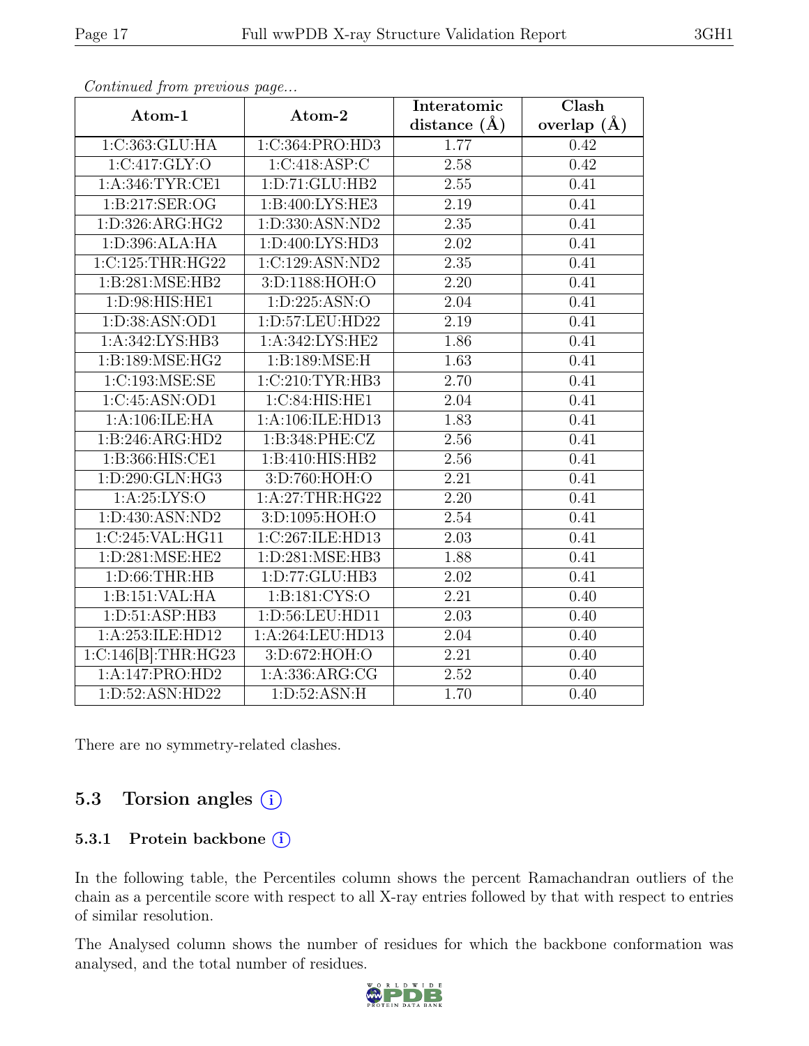*Continued from previous page...*

| Atom-1 | Atom-2 | Interatomic distance (Å) | Clash overlap (Å) |
|---|---|---|---|
| 1:C:363:GLU:HA | 1:C:364:PRO:HD3 | 1.77 | 0.42 |
| 1:C:417:GLY:O | 1:C:418:ASP:C | 2.58 | 0.42 |
| 1:A:346:TYR:CE1 | 1:D:71:GLU:HB2 | 2.55 | 0.41 |
| 1:B:217:SER:OG | 1:B:400:LYS:HE3 | 2.19 | 0.41 |
| 1:D:326:ARG:HG2 | 1:D:330:ASN:ND2 | 2.35 | 0.41 |
| 1:D:396:ALA:HA | 1:D:400:LYS:HD3 | 2.02 | 0.41 |
| 1:C:125:THR:HG22 | 1:C:129:ASN:ND2 | 2.35 | 0.41 |
| 1:B:281:MSE:HB2 | 3:D:1188:HOH:O | 2.20 | 0.41 |
| 1:D:98:HIS:HE1 | 1:D:225:ASN:O | 2.04 | 0.41 |
| 1:D:38:ASN:OD1 | 1:D:57:LEU:HD22 | 2.19 | 0.41 |
| 1:A:342:LYS:HB3 | 1:A:342:LYS:HE2 | 1.86 | 0.41 |
| 1:B:189:MSE:HG2 | 1:B:189:MSE:H | 1.63 | 0.41 |
| 1:C:193:MSE:SE | 1:C:210:TYR:HB3 | 2.70 | 0.41 |
| 1:C:45:ASN:OD1 | 1:C:84:HIS:HE1 | 2.04 | 0.41 |
| 1:A:106:ILE:HA | 1:A:106:ILE:HD13 | 1.83 | 0.41 |
| 1:B:246:ARG:HD2 | 1:B:348:PHE:CZ | 2.56 | 0.41 |
| 1:B:366:HIS:CE1 | 1:B:410:HIS:HB2 | 2.56 | 0.41 |
| 1:D:290:GLN:HG3 | 3:D:760:HOH:O | 2.21 | 0.41 |
| 1:A:25:LYS:O | 1:A:27:THR:HG22 | 2.20 | 0.41 |
| 1:D:430:ASN:ND2 | 3:D:1095:HOH:O | 2.54 | 0.41 |
| 1:C:245:VAL:HG11 | 1:C:267:ILE:HD13 | 2.03 | 0.41 |
| 1:D:281:MSE:HE2 | 1:D:281:MSE:HB3 | 1.88 | 0.41 |
| 1:D:66:THR:HB | 1:D:77:GLU:HB3 | 2.02 | 0.41 |
| 1:B:151:VAL:HA | 1:B:181:CYS:O | 2.21 | 0.40 |
| 1:D:51:ASP:HB3 | 1:D:56:LEU:HD11 | 2.03 | 0.40 |
| 1:A:253:ILE:HD12 | 1:A:264:LEU:HD13 | 2.04 | 0.40 |
| 1:C:146[B]:THR:HG23 | 3:D:672:HOH:O | 2.21 | 0.40 |
| 1:A:147:PRO:HD2 | 1:A:336:ARG:CG | 2.52 | 0.40 |
| 1:D:52:ASN:HD22 | 1:D:52:ASN:H | 1.70 | 0.40 |

There are no symmetry-related clashes.

## 5.3 Torsion angles (i)

### 5.3.1 Protein backbone (i)

In the following table, the Percentiles column shows the percent Ramachandran outliers of the chain as a percentile score with respect to all X-ray entries followed by that with respect to entries of similar resolution.

The Analysed column shows the number of residues for which the backbone conformation was analysed, and the total number of residues.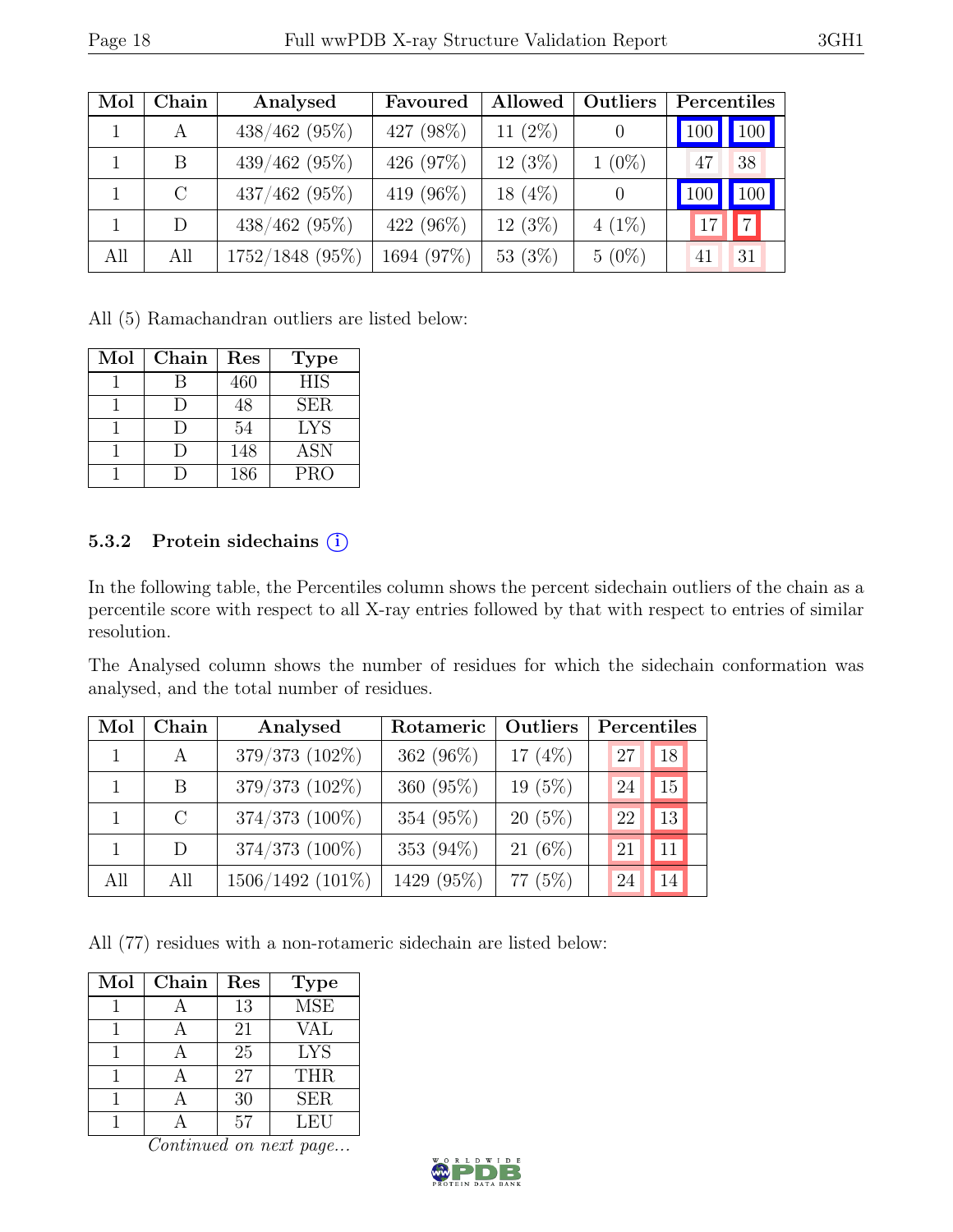| Mol | Chain | Analysed | Favoured | Allowed | Outliers | Percentiles | |
|---|---|---|---|---|---|---|---|
| 1 | A | 438/462 (95%) | 427 (98%) | 11 (2%) | 0 | 100 | 100 |
| 1 | B | 439/462 (95%) | 426 (97%) | 12 (3%) | 1 (0%) | 47 | 38 |
| 1 | C | 437/462 (95%) | 419 (96%) | 18 (4%) | 0 | 100 | 100 |
| 1 | D | 438/462 (95%) | 422 (96%) | 12 (3%) | 4 (1%) | 17 | 7 |
| All | All | 1752/1848 (95%) | 1694 (97%) | 53 (3%) | 5 (0%) | 41 | 31 |

All (5) Ramachandran outliers are listed below:

| Mol | Chain | Res | Type |
|---|---|---|---|
| 1 | B | 460 | HIS |
| 1 | D | 48 | SER |
| 1 | D | 54 | LYS |
| 1 | D | 148 | ASN |
| 1 | D | 186 | PRO |

### 5.3.2 Protein sidechains ⓘ

In the following table, the Percentiles column shows the percent sidechain outliers of the chain as a percentile score with respect to all X-ray entries followed by that with respect to entries of similar resolution.

The Analysed column shows the number of residues for which the sidechain conformation was analysed, and the total number of residues.

| Mol | Chain | Analysed | Rotameric | Outliers | Percentiles | |
|---|---|---|---|---|---|---|
| 1 | A | 379/373 (102%) | 362 (96%) | 17 (4%) | 27 | 18 |
| 1 | B | 379/373 (102%) | 360 (95%) | 19 (5%) | 24 | 15 |
| 1 | C | 374/373 (100%) | 354 (95%) | 20 (5%) | 22 | 13 |
| 1 | D | 374/373 (100%) | 353 (94%) | 21 (6%) | 21 | 11 |
| All | All | 1506/1492 (101%) | 1429 (95%) | 77 (5%) | 24 | 14 |

All (77) residues with a non-rotameric sidechain are listed below:

| Mol | Chain | Res | Type |
|---|---|---|---|
| 1 | A | 13 | MSE |
| 1 | A | 21 | VAL |
| 1 | A | 25 | LYS |
| 1 | A | 27 | THR |
| 1 | A | 30 | SER |
| 1 | A | 57 | LEU |

*Continued on next page...*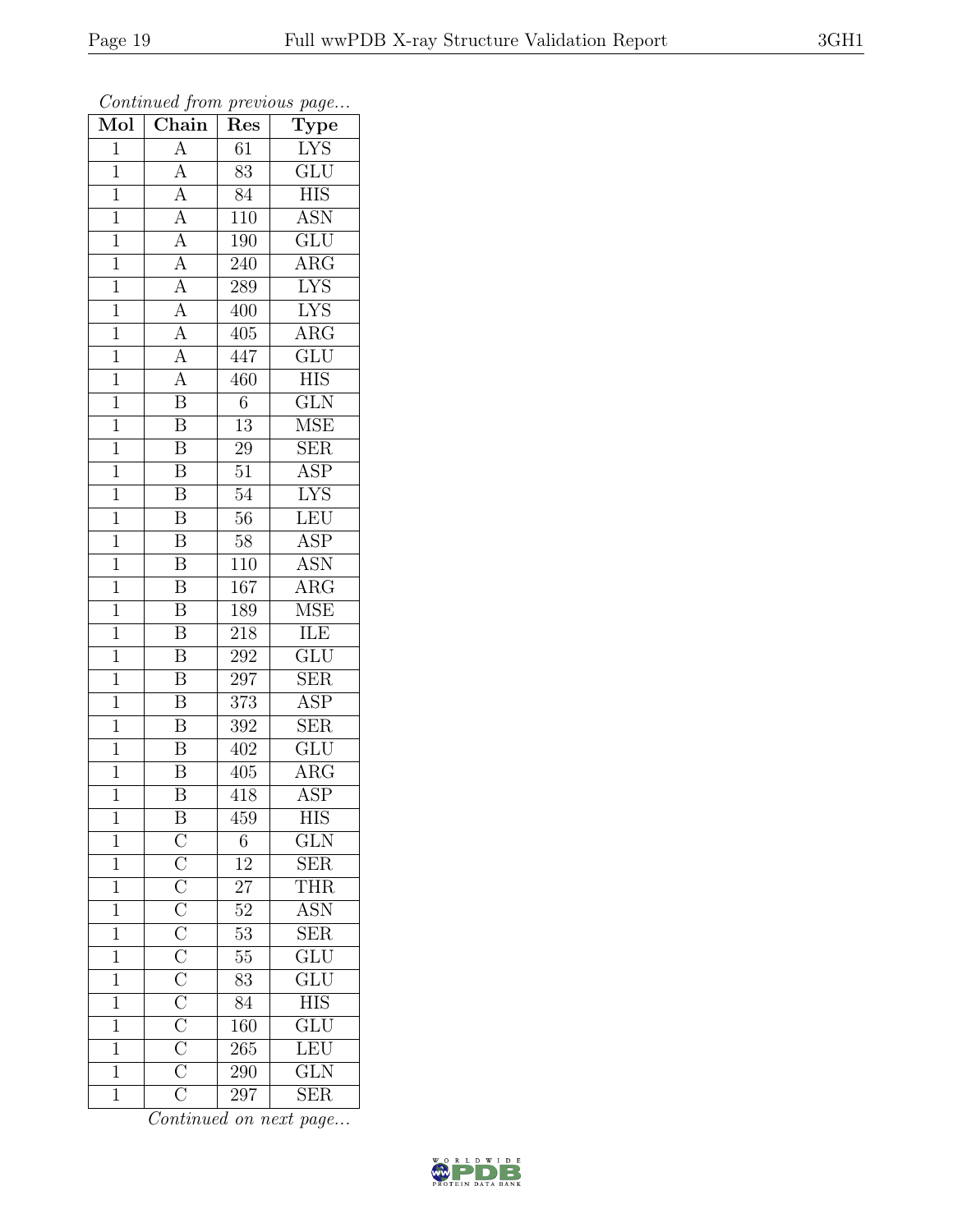*Continued from previous page...*

| Mol | Chain | Res | Type |
|---|---|---|---|
| 1 | A | 61 | LYS |
| 1 | A | 83 | GLU |
| 1 | A | 84 | HIS |
| 1 | A | 110 | ASN |
| 1 | A | 190 | GLU |
| 1 | A | 240 | ARG |
| 1 | A | 289 | LYS |
| 1 | A | 400 | LYS |
| 1 | A | 405 | ARG |
| 1 | A | 447 | GLU |
| 1 | A | 460 | HIS |
| 1 | B | 6 | GLN |
| 1 | B | 13 | MSE |
| 1 | B | 29 | SER |
| 1 | B | 51 | ASP |
| 1 | B | 54 | LYS |
| 1 | B | 56 | LEU |
| 1 | B | 58 | ASP |
| 1 | B | 110 | ASN |
| 1 | B | 167 | ARG |
| 1 | B | 189 | MSE |
| 1 | B | 218 | ILE |
| 1 | B | 292 | GLU |
| 1 | B | 297 | SER |
| 1 | B | 373 | ASP |
| 1 | B | 392 | SER |
| 1 | B | 402 | GLU |
| 1 | B | 405 | ARG |
| 1 | B | 418 | ASP |
| 1 | B | 459 | HIS |
| 1 | C | 6 | GLN |
| 1 | C | 12 | SER |
| 1 | C | 27 | THR |
| 1 | C | 52 | ASN |
| 1 | C | 53 | SER |
| 1 | C | 55 | GLU |
| 1 | C | 83 | GLU |
| 1 | C | 84 | HIS |
| 1 | C | 160 | GLU |
| 1 | C | 265 | LEU |
| 1 | C | 290 | GLN |
| 1 | C | 297 | SER |

*Continued on next page...*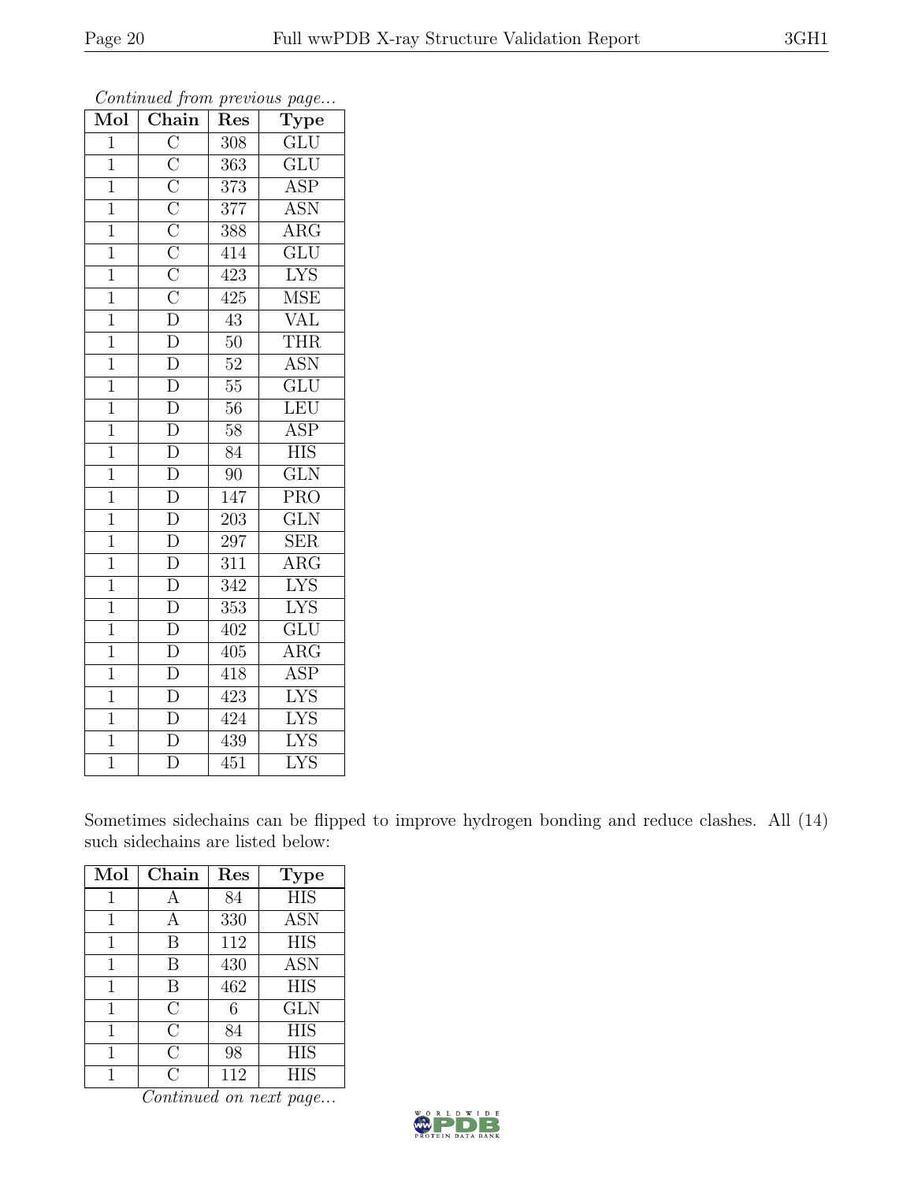*Continued from previous page...*

| Mol | Chain | Res | Type |
|---|---|---|---|
| 1 | C | 308 | GLU |
| 1 | C | 363 | GLU |
| 1 | C | 373 | ASP |
| 1 | C | 377 | ASN |
| 1 | C | 388 | ARG |
| 1 | C | 414 | GLU |
| 1 | C | 423 | LYS |
| 1 | C | 425 | MSE |
| 1 | D | 43 | VAL |
| 1 | D | 50 | THR |
| 1 | D | 52 | ASN |
| 1 | D | 55 | GLU |
| 1 | D | 56 | LEU |
| 1 | D | 58 | ASP |
| 1 | D | 84 | HIS |
| 1 | D | 90 | GLN |
| 1 | D | 147 | PRO |
| 1 | D | 203 | GLN |
| 1 | D | 297 | SER |
| 1 | D | 311 | ARG |
| 1 | D | 342 | LYS |
| 1 | D | 353 | LYS |
| 1 | D | 402 | GLU |
| 1 | D | 405 | ARG |
| 1 | D | 418 | ASP |
| 1 | D | 423 | LYS |
| 1 | D | 424 | LYS |
| 1 | D | 439 | LYS |
| 1 | D | 451 | LYS |

Sometimes sidechains can be flipped to improve hydrogen bonding and reduce clashes. All (14) such sidechains are listed below:

| Mol | Chain | Res | Type |
|---|---|---|---|
| 1 | A | 84 | HIS |
| 1 | A | 330 | ASN |
| 1 | B | 112 | HIS |
| 1 | B | 430 | ASN |
| 1 | B | 462 | HIS |
| 1 | C | 6 | GLN |
| 1 | C | 84 | HIS |
| 1 | C | 98 | HIS |
| 1 | C | 112 | HIS |

*Continued on next page...*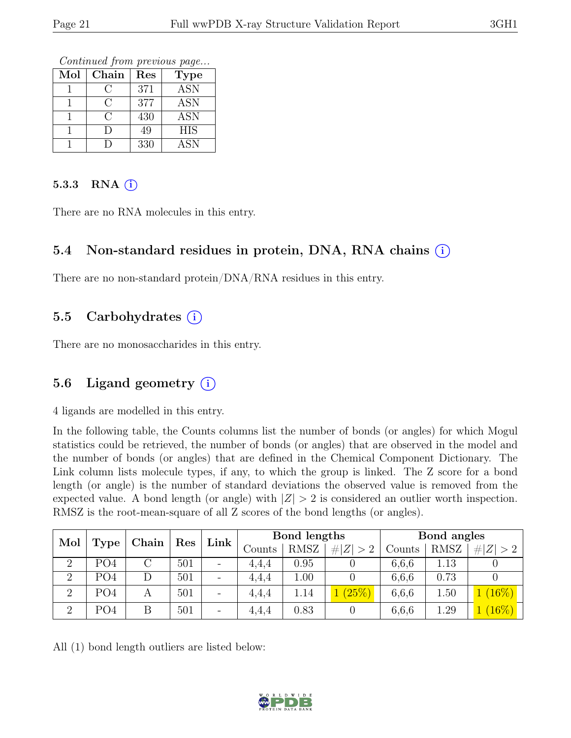*Continued from previous page...*

| Mol | Chain | Res | Type |
|---|---|---|---|
| 1 | C | 371 | ASN |
| 1 | C | 377 | ASN |
| 1 | C | 430 | ASN |
| 1 | D | 49 | HIS |
| 1 | D | 330 | ASN |

#### 5.3.3 RNA (i)

There are no RNA molecules in this entry.

### 5.4 Non-standard residues in protein, DNA, RNA chains (i)

There are no non-standard protein/DNA/RNA residues in this entry.

### 5.5 Carbohydrates (i)

There are no monosaccharides in this entry.

### 5.6 Ligand geometry (i)

4 ligands are modelled in this entry.

In the following table, the Counts columns list the number of bonds (or angles) for which Mogul statistics could be retrieved, the number of bonds (or angles) that are observed in the model and the number of bonds (or angles) that are defined in the Chemical Component Dictionary. The Link column lists molecule types, if any, to which the group is linked. The Z score for a bond length (or angle) is the number of standard deviations the observed value is removed from the expected value. A bond length (or angle) with $|Z| > 2$ is considered an outlier worth inspection. RMSZ is the root-mean-square of all Z scores of the bond lengths (or angles).

| Mol | Type | Chain | Res | Link | Bond lengths | | | Bond angles | | |
|---|---|---|---|---|---|---|---|---|---|---|
| | | | | | Counts | RMSZ | $\#\|Z\| > 2$ | Counts | RMSZ | $\#\|Z\| > 2$ |
| 2 | PO4 | C | 501 | - | 4,4,4 | 0.95 | 0 | 6,6,6 | 1.13 | 0 |
| 2 | PO4 | D | 501 | - | 4,4,4 | 1.00 | 0 | 6,6,6 | 0.73 | 0 |
| 2 | PO4 | A | 501 | - | 4,4,4 | 1.14 | 1 (25%) | 6,6,6 | 1.50 | 1 (16%) |
| 2 | PO4 | B | 501 | - | 4,4,4 | 0.83 | 0 | 6,6,6 | 1.29 | 1 (16%) |

All (1) bond length outliers are listed below: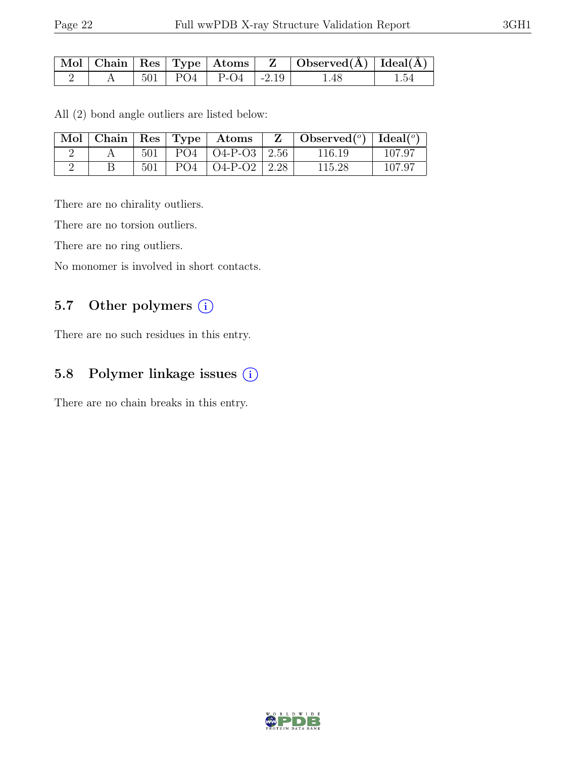| Mol | Chain | Res | Type | Atoms | Z | Observed(Å) | Ideal(Å) |
|---|---|---|---|---|---|---|---|
| 2 | A | 501 | PO4 | P-O4 | -2.19 | 1.48 | 1.54 |

All (2) bond angle outliers are listed below:

| Mol | Chain | Res | Type | Atoms | Z | Observed($^o$) | Ideal($^o$) |
|---|---|---|---|---|---|---|---|
| 2 | A | 501 | PO4 | O4-P-O3 | 2.56 | 116.19 | 107.97 |
| 2 | B | 501 | PO4 | O4-P-O2 | 2.28 | 115.28 | 107.97 |

There are no chirality outliers.

There are no torsion outliers.

There are no ring outliers.

No monomer is involved in short contacts.

## 5.7 Other polymers

There are no such residues in this entry.

## 5.8 Polymer linkage issues

There are no chain breaks in this entry.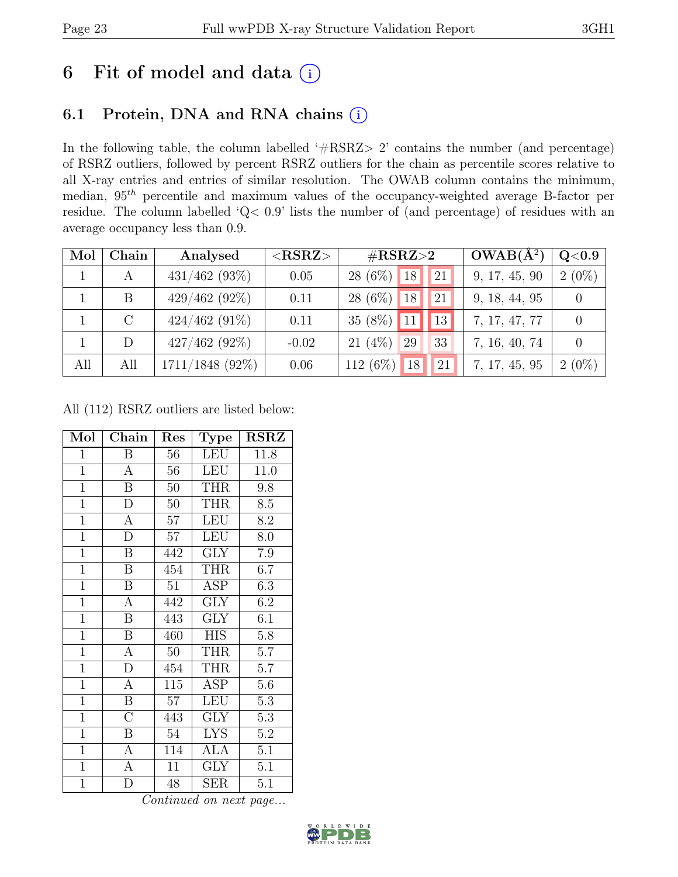# 6 Fit of model and data (i)

## 6.1 Protein, DNA and RNA chains (i)

In the following table, the column labelled '#RSRZ> 2' contains the number (and percentage) of RSRZ outliers, followed by percent RSRZ outliers for the chain as percentile scores relative to all X-ray entries and entries of similar resolution. The OWAB column contains the minimum, median, $95^{th}$ percentile and maximum values of the occupancy-weighted average B-factor per residue. The column labelled 'Q< 0.9' lists the number of (and percentage) of residues with an average occupancy less than 0.9.

| Mol | Chain | Analysed | <RSRZ> | #RSRZ>2 | | | OWAB(Å$^2$) | Q<0.9 |
|---|---|---|---|---|---|---|---|---|
| 1 | A | 431/462 (93%) | 0.05 | 28 (6%) | 18 | 21 | 9, 17, 45, 90 | 2 (0%) |
| 1 | B | 429/462 (92%) | 0.11 | 28 (6%) | 18 | 21 | 9, 18, 44, 95 | 0 |
| 1 | C | 424/462 (91%) | 0.11 | 35 (8%) | 11 | 13 | 7, 17, 47, 77 | 0 |
| 1 | D | 427/462 (92%) | -0.02 | 21 (4%) | 29 | 33 | 7, 16, 40, 74 | 0 |
| All | All | 1711/1848 (92%) | 0.06 | 112 (6%) | 18 | 21 | 7, 17, 45, 95 | 2 (0%) |

All (112) RSRZ outliers are listed below:

| Mol | Chain | Res | Type | RSRZ |
|---|---|---|---|---|
| 1 | B | 56 | LEU | 11.8 |
| 1 | A | 56 | LEU | 11.0 |
| 1 | B | 50 | THR | 9.8 |
| 1 | D | 50 | THR | 8.5 |
| 1 | A | 57 | LEU | 8.2 |
| 1 | D | 57 | LEU | 8.0 |
| 1 | B | 442 | GLY | 7.9 |
| 1 | B | 454 | THR | 6.7 |
| 1 | B | 51 | ASP | 6.3 |
| 1 | A | 442 | GLY | 6.2 |
| 1 | B | 443 | GLY | 6.1 |
| 1 | B | 460 | HIS | 5.8 |
| 1 | A | 50 | THR | 5.7 |
| 1 | D | 454 | THR | 5.7 |
| 1 | A | 115 | ASP | 5.6 |
| 1 | B | 57 | LEU | 5.3 |
| 1 | C | 443 | GLY | 5.3 |
| 1 | B | 54 | LYS | 5.2 |
| 1 | A | 114 | ALA | 5.1 |
| 1 | A | 11 | GLY | 5.1 |
| 1 | D | 48 | SER | 5.1 |

*Continued on next page...*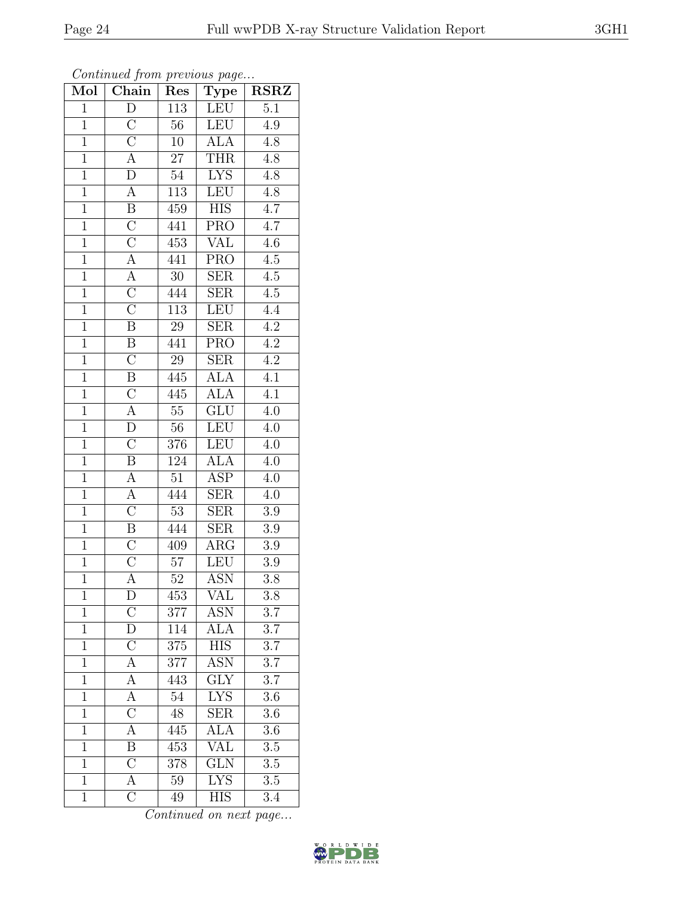*Continued from previous page...*

| Mol | Chain | Res | Type | RSRZ |
|---|---|---|---|---|
| 1 | D | 113 | LEU | 5.1 |
| 1 | C | 56 | LEU | 4.9 |
| 1 | C | 10 | ALA | 4.8 |
| 1 | A | 27 | THR | 4.8 |
| 1 | D | 54 | LYS | 4.8 |
| 1 | A | 113 | LEU | 4.8 |
| 1 | B | 459 | HIS | 4.7 |
| 1 | C | 441 | PRO | 4.7 |
| 1 | C | 453 | VAL | 4.6 |
| 1 | A | 441 | PRO | 4.5 |
| 1 | A | 30 | SER | 4.5 |
| 1 | C | 444 | SER | 4.5 |
| 1 | C | 113 | LEU | 4.4 |
| 1 | B | 29 | SER | 4.2 |
| 1 | B | 441 | PRO | 4.2 |
| 1 | C | 29 | SER | 4.2 |
| 1 | B | 445 | ALA | 4.1 |
| 1 | C | 445 | ALA | 4.1 |
| 1 | A | 55 | GLU | 4.0 |
| 1 | D | 56 | LEU | 4.0 |
| 1 | C | 376 | LEU | 4.0 |
| 1 | B | 124 | ALA | 4.0 |
| 1 | A | 51 | ASP | 4.0 |
| 1 | A | 444 | SER | 4.0 |
| 1 | C | 53 | SER | 3.9 |
| 1 | B | 444 | SER | 3.9 |
| 1 | C | 409 | ARG | 3.9 |
| 1 | C | 57 | LEU | 3.9 |
| 1 | A | 52 | ASN | 3.8 |
| 1 | D | 453 | VAL | 3.8 |
| 1 | C | 377 | ASN | 3.7 |
| 1 | D | 114 | ALA | 3.7 |
| 1 | C | 375 | HIS | 3.7 |
| 1 | A | 377 | ASN | 3.7 |
| 1 | A | 443 | GLY | 3.7 |
| 1 | A | 54 | LYS | 3.6 |
| 1 | C | 48 | SER | 3.6 |
| 1 | A | 445 | ALA | 3.6 |
| 1 | B | 453 | VAL | 3.5 |
| 1 | C | 378 | GLN | 3.5 |
| 1 | A | 59 | LYS | 3.5 |
| 1 | C | 49 | HIS | 3.4 |

*Continued on next page...*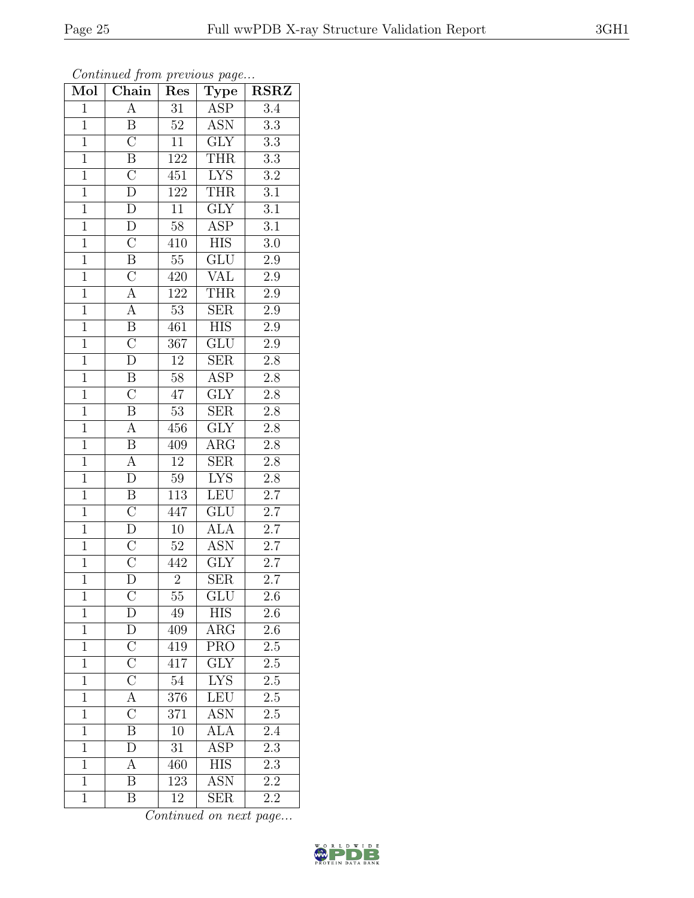*Continued from previous page...*

| Mol | Chain | Res | Type | RSRZ |
|---|---|---|---|---|
| 1 | A | 31 | ASP | 3.4 |
| 1 | B | 52 | ASN | 3.3 |
| 1 | C | 11 | GLY | 3.3 |
| 1 | B | 122 | THR | 3.3 |
| 1 | C | 451 | LYS | 3.2 |
| 1 | D | 122 | THR | 3.1 |
| 1 | D | 11 | GLY | 3.1 |
| 1 | D | 58 | ASP | 3.1 |
| 1 | C | 410 | HIS | 3.0 |
| 1 | B | 55 | GLU | 2.9 |
| 1 | C | 420 | VAL | 2.9 |
| 1 | A | 122 | THR | 2.9 |
| 1 | A | 53 | SER | 2.9 |
| 1 | B | 461 | HIS | 2.9 |
| 1 | C | 367 | GLU | 2.9 |
| 1 | D | 12 | SER | 2.8 |
| 1 | B | 58 | ASP | 2.8 |
| 1 | C | 47 | GLY | 2.8 |
| 1 | B | 53 | SER | 2.8 |
| 1 | A | 456 | GLY | 2.8 |
| 1 | B | 409 | ARG | 2.8 |
| 1 | A | 12 | SER | 2.8 |
| 1 | D | 59 | LYS | 2.8 |
| 1 | B | 113 | LEU | 2.7 |
| 1 | C | 447 | GLU | 2.7 |
| 1 | D | 10 | ALA | 2.7 |
| 1 | C | 52 | ASN | 2.7 |
| 1 | C | 442 | GLY | 2.7 |
| 1 | D | 2 | SER | 2.7 |
| 1 | C | 55 | GLU | 2.6 |
| 1 | D | 49 | HIS | 2.6 |
| 1 | D | 409 | ARG | 2.6 |
| 1 | C | 419 | PRO | 2.5 |
| 1 | C | 417 | GLY | 2.5 |
| 1 | C | 54 | LYS | 2.5 |
| 1 | A | 376 | LEU | 2.5 |
| 1 | C | 371 | ASN | 2.5 |
| 1 | B | 10 | ALA | 2.4 |
| 1 | D | 31 | ASP | 2.3 |
| 1 | A | 460 | HIS | 2.3 |
| 1 | B | 123 | ASN | 2.2 |
| 1 | B | 12 | SER | 2.2 |

*Continued on next page...*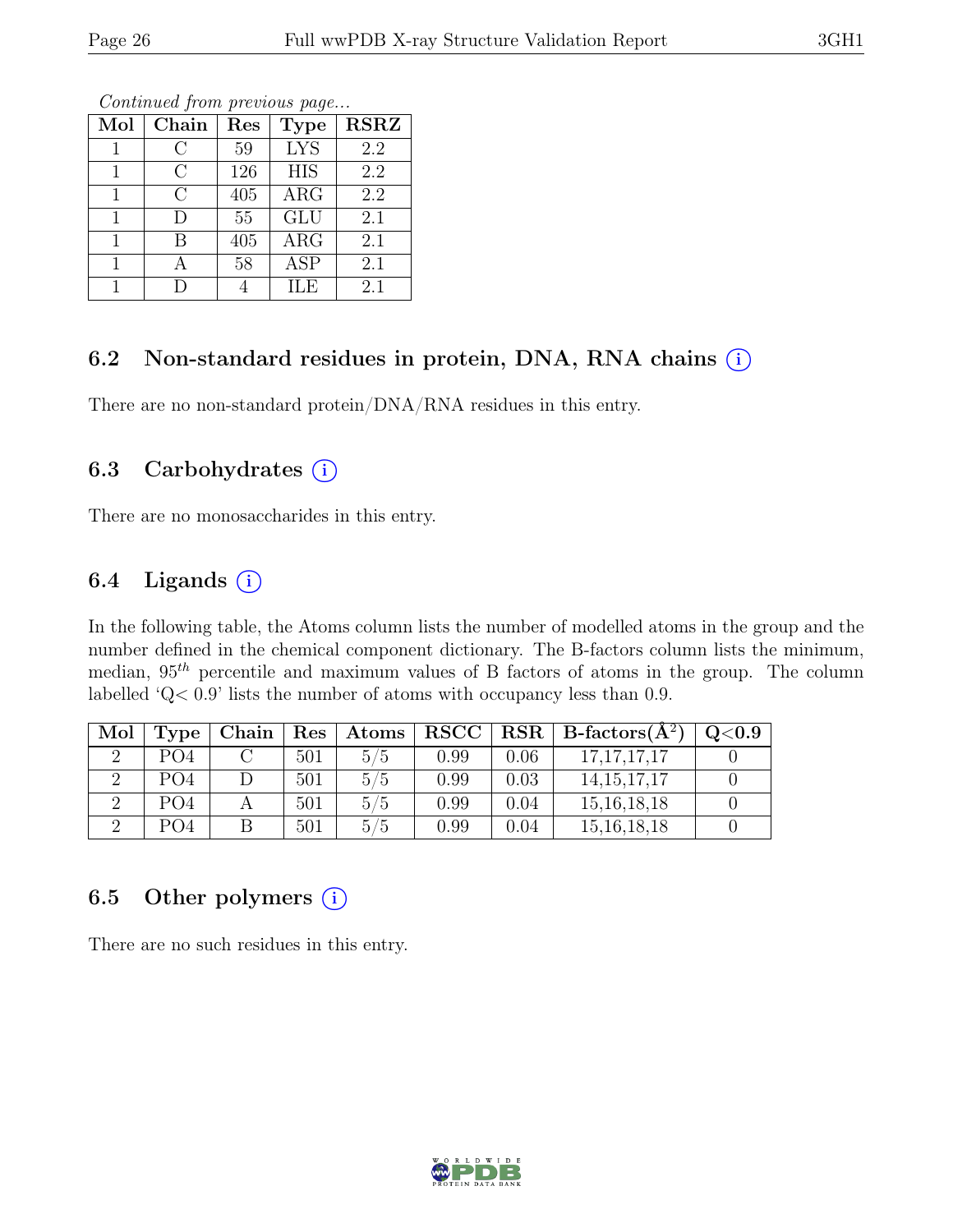*Continued from previous page...*

| Mol | Chain | Res | Type | RSRZ |
|---|---|---|---|---|
| 1 | C | 59 | LYS | 2.2 |
| 1 | C | 126 | HIS | 2.2 |
| 1 | C | 405 | ARG | 2.2 |
| 1 | D | 55 | GLU | 2.1 |
| 1 | B | 405 | ARG | 2.1 |
| 1 | A | 58 | ASP | 2.1 |
| 1 | D | 4 | ILE | 2.1 |

### 6.2 Non-standard residues in protein, DNA, RNA chains ⓘ

There are no non-standard protein/DNA/RNA residues in this entry.

### 6.3 Carbohydrates ⓘ

There are no monosaccharides in this entry.

### 6.4 Ligands ⓘ

In the following table, the Atoms column lists the number of modelled atoms in the group and the number defined in the chemical component dictionary. The B-factors column lists the minimum, median, $95^{th}$ percentile and maximum values of B factors of atoms in the group. The column labelled 'Q< 0.9' lists the number of atoms with occupancy less than 0.9.

| Mol | Type | Chain | Res | Atoms | RSCC | RSR | B-factors($Å^2$) | Q<0.9 |
|---|---|---|---|---|---|---|---|---|
| 2 | PO4 | C | 501 | 5/5 | 0.99 | 0.06 | 17,17,17,17 | 0 |
| 2 | PO4 | D | 501 | 5/5 | 0.99 | 0.03 | 14,15,17,17 | 0 |
| 2 | PO4 | A | 501 | 5/5 | 0.99 | 0.04 | 15,16,18,18 | 0 |
| 2 | PO4 | B | 501 | 5/5 | 0.99 | 0.04 | 15,16,18,18 | 0 |

### 6.5 Other polymers ⓘ

There are no such residues in this entry.